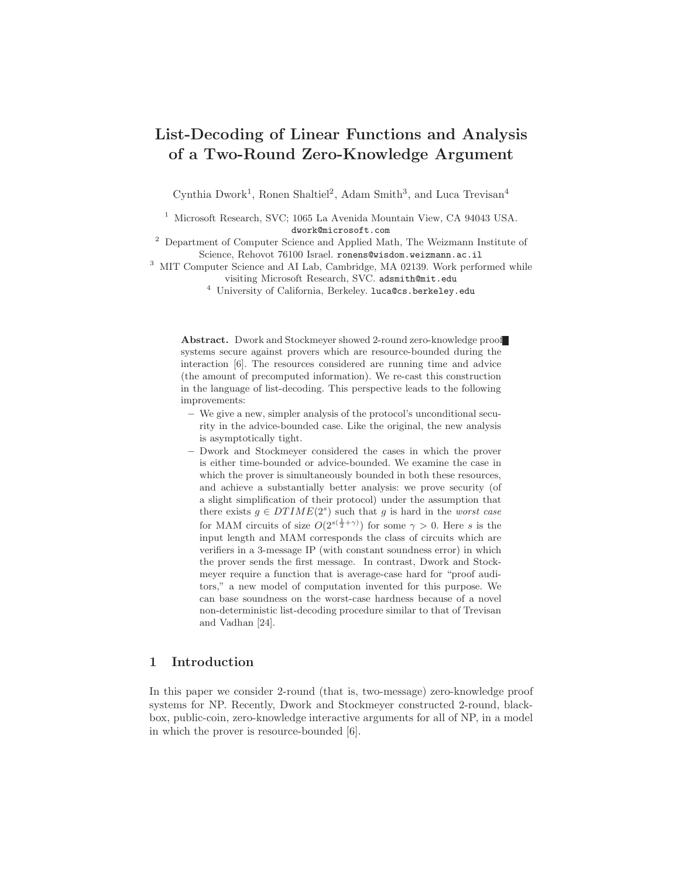# List-Decoding of Linear Functions and Analysis of a Two-Round Zero-Knowledge Argument

Cynthia Dwork[1], Ronen Shaltiel[2], Adam Smith[3], and Luca Trevisan[4]

[1] Microsoft Research, SVC; 1065 La Avenida Mountain View, CA 94043 USA. dwork@microsoft.com

[2] Department of Computer Science and Applied Math, The Weizmann Institute of Science, Rehovot 76100 Israel. ronens@wisdom.weizmann.ac.il

[3] MIT Computer Science and AI Lab, Cambridge, MA 02139. Work performed while visiting Microsoft Research, SVC. adsmith@mit.edu

[4] University of California, Berkeley. luca@cs.berkeley.edu

**Abstract.** Dwork and Stockmeyer showed 2-round zero-knowledge proof systems secure against provers which are resource-bounded during the interaction [6]. The resources considered are running time and advice (the amount of precomputed information). We re-cast this construction in the language of list-decoding. This perspective leads to the following improvements:

- We give a new, simpler analysis of the protocol's unconditional security in the advice-bounded case. Like the original, the new analysis is asymptotically tight.
- Dwork and Stockmeyer considered the cases in which the prover is either time-bounded or advice-bounded. We examine the case in which the prover is simultaneously bounded in both these resources, and achieve a substantially better analysis: we prove security (of a slight simplification of their protocol) under the assumption that there exists $g \in DTIME(2^s)$ such that $g$ is hard in the *worst case* for MAM circuits of size $O(2^{s(\frac{1}{2}+\gamma)})$ for some $\gamma > 0$. Here $s$ is the input length and MAM corresponds the class of circuits which are verifiers in a 3-message IP (with constant soundness error) in which the prover sends the first message. In contrast, Dwork and Stockmeyer require a function that is average-case hard for "proof auditors," a new model of computation invented for this purpose. We can base soundness on the worst-case hardness because of a novel non-deterministic list-decoding procedure similar to that of Trevisan and Vadhan [24].

## 1 Introduction

In this paper we consider 2-round (that is, two-message) zero-knowledge proof systems for NP. Recently, Dwork and Stockmeyer constructed 2-round, black-box, public-coin, zero-knowledge interactive arguments for all of NP, in a model in which the prover is resource-bounded [6].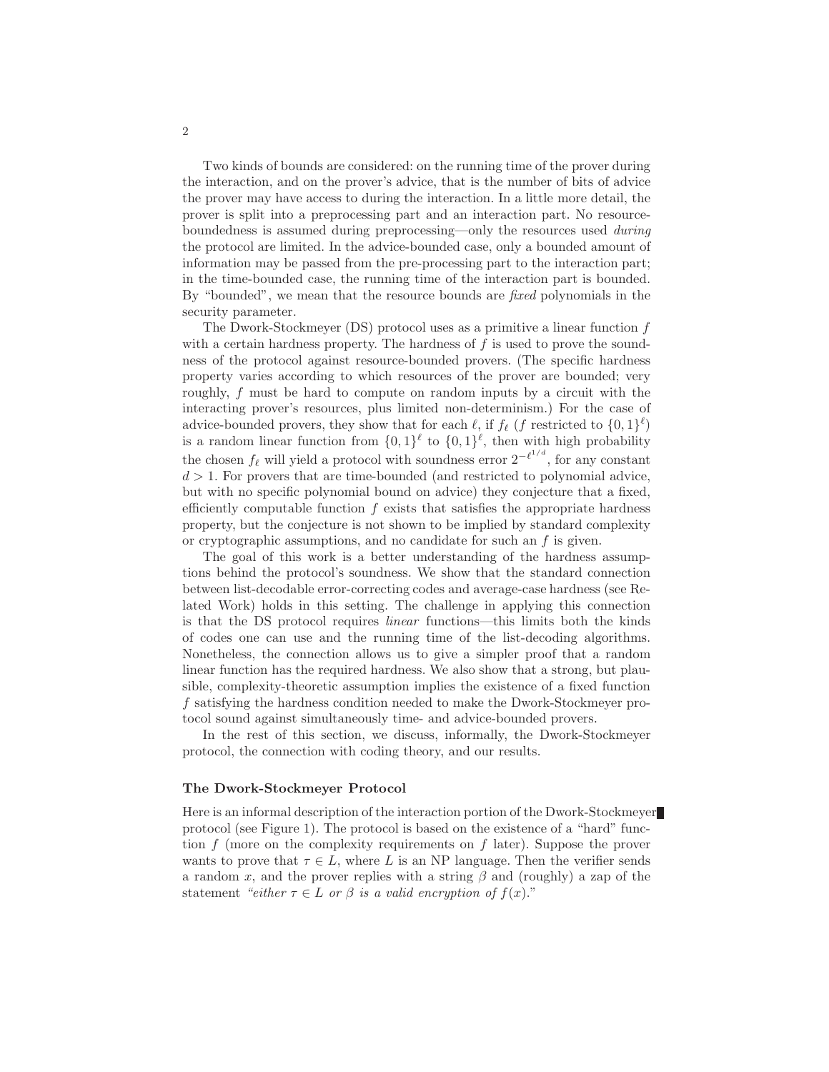Two kinds of bounds are considered: on the running time of the prover during the interaction, and on the prover's advice, that is the number of bits of advice the prover may have access to during the interaction. In a little more detail, the prover is split into a preprocessing part and an interaction part. No resource-boundedness is assumed during preprocessing—only the resources used *during* the protocol are limited. In the advice-bounded case, only a bounded amount of information may be passed from the pre-processing part to the interaction part; in the time-bounded case, the running time of the interaction part is bounded. By "bounded", we mean that the resource bounds are *fixed* polynomials in the security parameter.

The Dwork-Stockmeyer (DS) protocol uses as a primitive a linear function $f$ with a certain hardness property. The hardness of $f$ is used to prove the soundness of the protocol against resource-bounded provers. (The specific hardness property varies according to which resources of the prover are bounded; very roughly, $f$ must be hard to compute on random inputs by a circuit with the interacting prover's resources, plus limited non-determinism.) For the case of advice-bounded provers, they show that for each $\ell$, if $f_\ell$ ($f$ restricted to $\{0,1\}^\ell$) is a random linear function from $\{0,1\}^\ell$ to $\{0,1\}^\ell$, then with high probability the chosen $f_\ell$ will yield a protocol with soundness error $2^{-\ell^{1/d}}$, for any constant $d > 1$. For provers that are time-bounded (and restricted to polynomial advice, but with no specific polynomial bound on advice) they conjecture that a fixed, efficiently computable function $f$ exists that satisfies the appropriate hardness property, but the conjecture is not shown to be implied by standard complexity or cryptographic assumptions, and no candidate for such an $f$ is given.

The goal of this work is a better understanding of the hardness assumptions behind the protocol's soundness. We show that the standard connection between list-decodable error-correcting codes and average-case hardness (see Related Work) holds in this setting. The challenge in applying this connection is that the DS protocol requires *linear* functions—this limits both the kinds of codes one can use and the running time of the list-decoding algorithms. Nonetheless, the connection allows us to give a simpler proof that a random linear function has the required hardness. We also show that a strong, but plausible, complexity-theoretic assumption implies the existence of a fixed function $f$ satisfying the hardness condition needed to make the Dwork-Stockmeyer protocol sound against simultaneously time- and advice-bounded provers.

In the rest of this section, we discuss, informally, the Dwork-Stockmeyer protocol, the connection with coding theory, and our results.

### The Dwork-Stockmeyer Protocol

Here is an informal description of the interaction portion of the Dwork-Stockmeyer protocol (see Figure 1). The protocol is based on the existence of a "hard" function $f$ (more on the complexity requirements on $f$ later). Suppose the prover wants to prove that $\tau \in L$, where $L$ is an NP language. Then the verifier sends a random $x$, and the prover replies with a string $\beta$ and (roughly) a zap of the statement *"either $\tau \in L$ or $\beta$ is a valid encryption of $f(x)$."*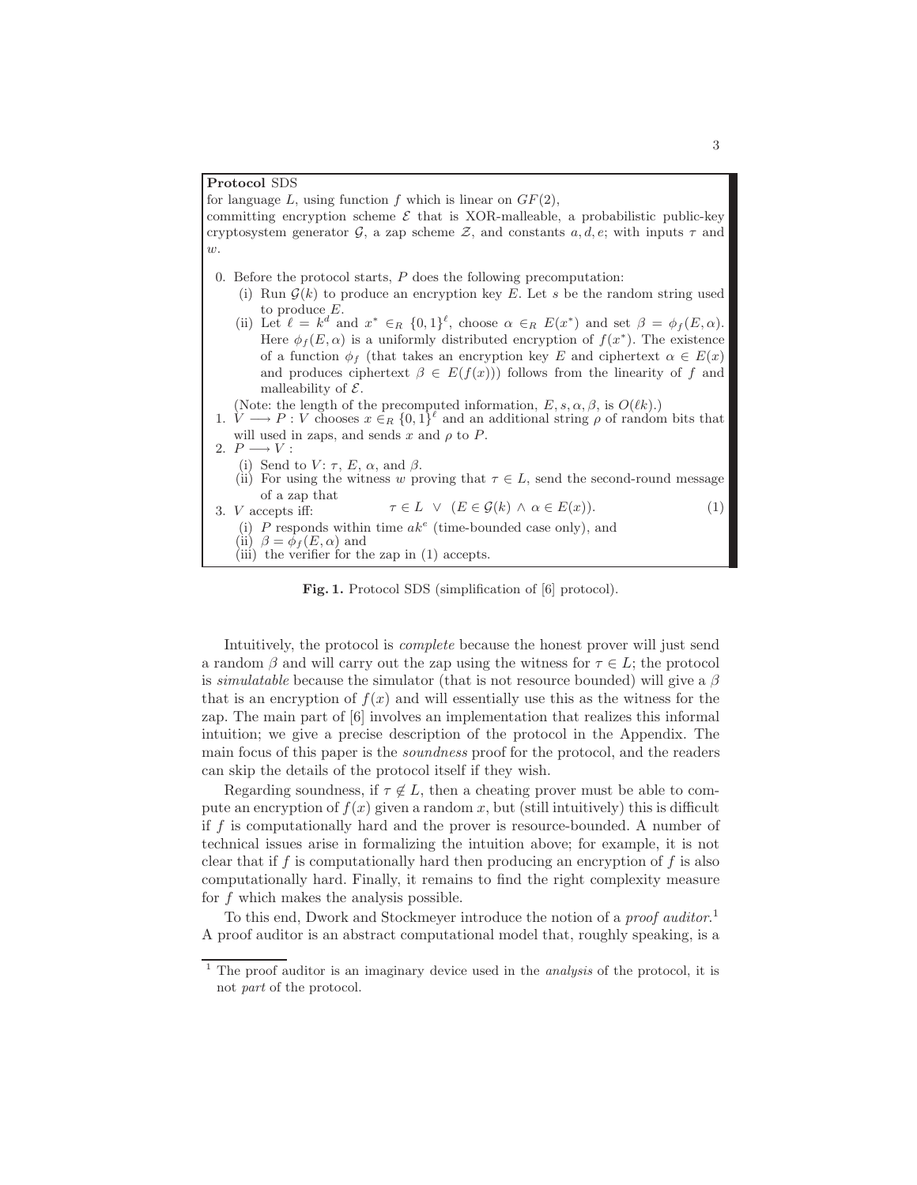**Protocol** SDS

for language $L$, using function $f$ which is linear on $GF(2)$,
committing encryption scheme $\mathcal{E}$ that is XOR-malleable, a probabilistic public-key cryptosystem generator $\mathcal{G}$, a zap scheme $\mathcal{Z}$, and constants $a, d, e$; with inputs $\tau$ and $w$.

0. Before the protocol starts, $P$ does the following precomputation:
   (i) Run $\mathcal{G}(k)$ to produce an encryption key $E$. Let $s$ be the random string used to produce $E$.
   (ii) Let $\ell = k^d$ and $x^* \in_R \{0,1\}^\ell$, choose $\alpha \in_R E(x^*)$ and set $\beta = \phi_f(E, \alpha)$. Here $\phi_f(E, \alpha)$ is a uniformly distributed encryption of $f(x^*)$. The existence of a function $\phi_f$ (that takes an encryption key $E$ and ciphertext $\alpha \in E(x)$ and produces ciphertext $\beta \in E(f(x))$) follows from the linearity of $f$ and malleability of $\mathcal{E}$.

   (Note: the length of the precomputed information, $E, s, \alpha, \beta$, is $O(\ell k)$.)
1. $V \longrightarrow P$ : $V$ chooses $x \in_R \{0,1\}^\ell$ and an additional string $\rho$ of random bits that will used in zaps, and sends $x$ and $\rho$ to $P$.
2. $P \longrightarrow V$ :
   (i) Send to $V$: $\tau$, $E$, $\alpha$, and $\beta$.
   (ii) For using the witness $w$ proving that $\tau \in L$, send the second-round message of a zap that
   $$\tau \in L \ \vee \ (E \in \mathcal{G}(k) \wedge \alpha \in E(x)). \tag{1}$$
3. $V$ accepts iff:
   (i) $P$ responds within time $ak^e$ (time-bounded case only), and
   (ii) $\beta = \phi_f(E, \alpha)$ and
   (iii) the verifier for the zap in (1) accepts.

**Fig. 1.** Protocol SDS (simplification of [6] protocol).

Intuitively, the protocol is *complete* because the honest prover will just send a random $\beta$ and will carry out the zap using the witness for $\tau \in L$; the protocol is *simulatable* because the simulator (that is not resource bounded) will give a $\beta$ that is an encryption of $f(x)$ and will essentially use this as the witness for the zap. The main part of [6] involves an implementation that realizes this informal intuition; we give a precise description of the protocol in the Appendix. The main focus of this paper is the *soundness* proof for the protocol, and the readers can skip the details of the protocol itself if they wish.

Regarding soundness, if $\tau \notin L$, then a cheating prover must be able to compute an encryption of $f(x)$ given a random $x$, but (still intuitively) this is difficult if $f$ is computationally hard and the prover is resource-bounded. A number of technical issues arise in formalizing the intuition above; for example, it is not clear that if $f$ is computationally hard then producing an encryption of $f$ is also computationally hard. Finally, it remains to find the right complexity measure for $f$ which makes the analysis possible.

To this end, Dwork and Stockmeyer introduce the notion of a *proof auditor*.[1] A proof auditor is an abstract computational model that, roughly speaking, is a

[1] The proof auditor is an imaginary device used in the *analysis* of the protocol, it is not *part* of the protocol.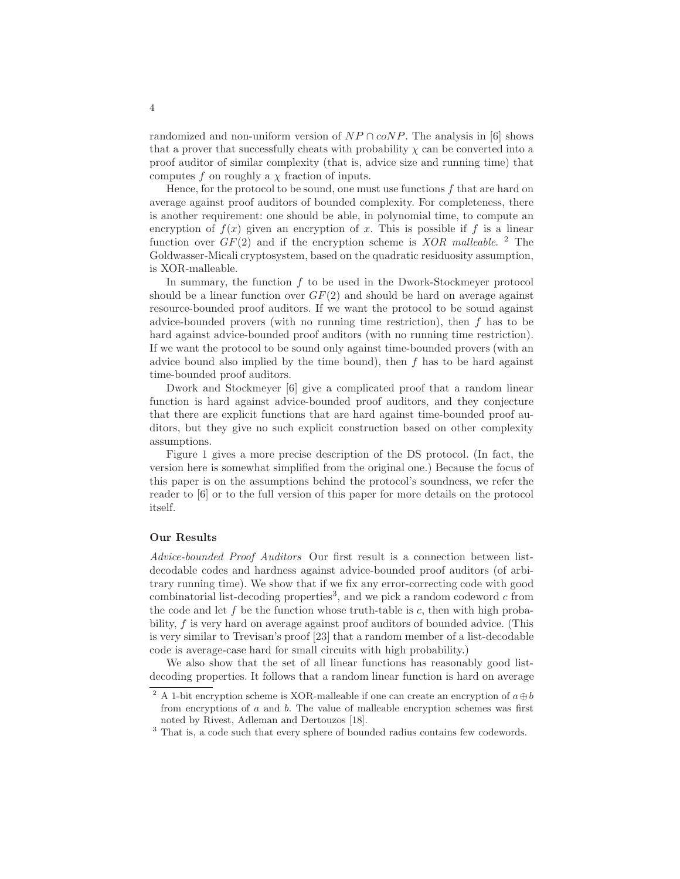randomized and non-uniform version of $NP \cap coNP$. The analysis in [6] shows that a prover that successfully cheats with probability $\chi$ can be converted into a proof auditor of similar complexity (that is, advice size and running time) that computes $f$ on roughly a $\chi$ fraction of inputs.

Hence, for the protocol to be sound, one must use functions $f$ that are hard on average against proof auditors of bounded complexity. For completeness, there is another requirement: one should be able, in polynomial time, to compute an encryption of $f(x)$ given an encryption of $x$. This is possible if $f$ is a linear function over $GF(2)$ and if the encryption scheme is *XOR malleable*. [2] The Goldwasser-Micali cryptosystem, based on the quadratic residuosity assumption, is XOR-malleable.

In summary, the function $f$ to be used in the Dwork-Stockmeyer protocol should be a linear function over $GF(2)$ and should be hard on average against resource-bounded proof auditors. If we want the protocol to be sound against advice-bounded provers (with no running time restriction), then $f$ has to be hard against advice-bounded proof auditors (with no running time restriction). If we want the protocol to be sound only against time-bounded provers (with an advice bound also implied by the time bound), then $f$ has to be hard against time-bounded proof auditors.

Dwork and Stockmeyer [6] give a complicated proof that a random linear function is hard against advice-bounded proof auditors, and they conjecture that there are explicit functions that are hard against time-bounded proof auditors, but they give no such explicit construction based on other complexity assumptions.

Figure 1 gives a more precise description of the DS protocol. (In fact, the version here is somewhat simplified from the original one.) Because the focus of this paper is on the assumptions behind the protocol's soundness, we refer the reader to [6] or to the full version of this paper for more details on the protocol itself.

### Our Results

*Advice-bounded Proof Auditors* Our first result is a connection between list-decodable codes and hardness against advice-bounded proof auditors (of arbitrary running time). We show that if we fix any error-correcting code with good combinatorial list-decoding properties[3], and we pick a random codeword $c$ from the code and let $f$ be the function whose truth-table is $c$, then with high probability, $f$ is very hard on average against proof auditors of bounded advice. (This is very similar to Trevisan's proof [23] that a random member of a list-decodable code is average-case hard for small circuits with high probability.)

We also show that the set of all linear functions has reasonably good list-decoding properties. It follows that a random linear function is hard on average

---

[2] A 1-bit encryption scheme is XOR-malleable if one can create an encryption of $a \oplus b$ from encryptions of $a$ and $b$. The value of malleable encryption schemes was first noted by Rivest, Adleman and Dertouzos [18].

[3] That is, a code such that every sphere of bounded radius contains few codewords.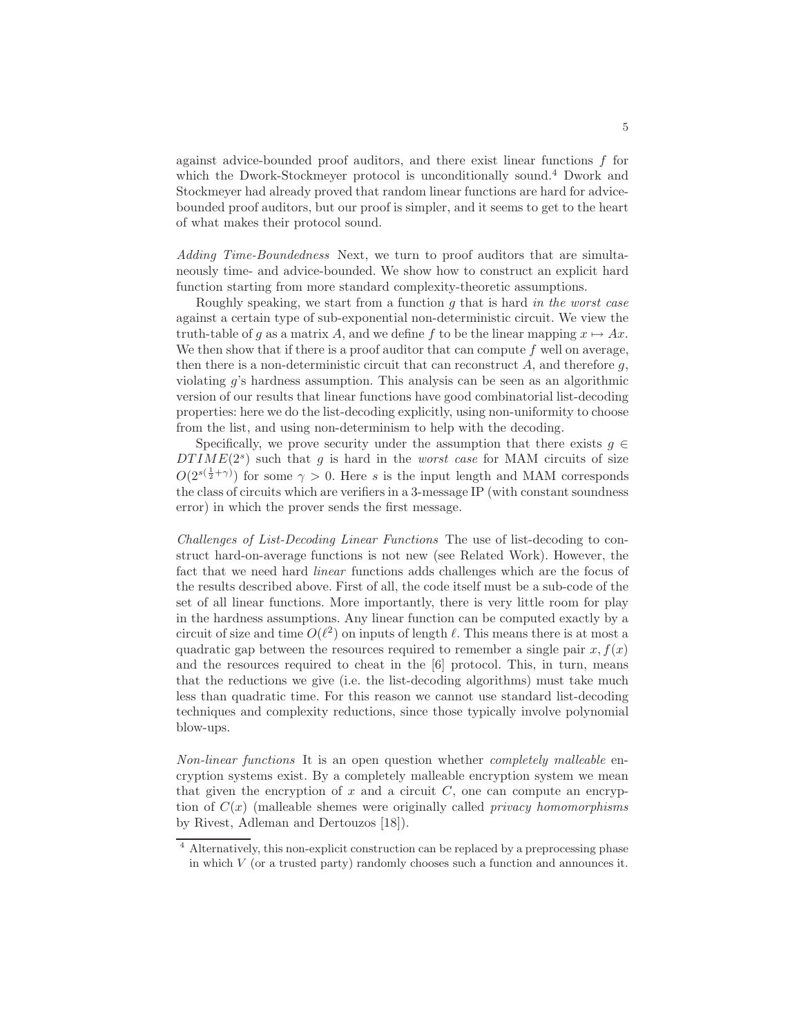against advice-bounded proof auditors, and there exist linear functions $f$ for which the Dwork-Stockmeyer protocol is unconditionally sound.[4] Dwork and Stockmeyer had already proved that random linear functions are hard for advice-bounded proof auditors, but our proof is simpler, and it seems to get to the heart of what makes their protocol sound.

*Adding Time-Boundedness* Next, we turn to proof auditors that are simultaneously time- and advice-bounded. We show how to construct an explicit hard function starting from more standard complexity-theoretic assumptions.

Roughly speaking, we start from a function $g$ that is hard *in the worst case* against a certain type of sub-exponential non-deterministic circuit. We view the truth-table of $g$ as a matrix $A$, and we define $f$ to be the linear mapping $x \mapsto Ax$. We then show that if there is a proof auditor that can compute $f$ well on average, then there is a non-deterministic circuit that can reconstruct $A$, and therefore $g$, violating $g$'s hardness assumption. This analysis can be seen as an algorithmic version of our results that linear functions have good combinatorial list-decoding properties: here we do the list-decoding explicitly, using non-uniformity to choose from the list, and using non-determinism to help with the decoding.

Specifically, we prove security under the assumption that there exists $g \in DTIME(2^s)$ such that $g$ is hard in the *worst case* for MAM circuits of size $O(2^{s(\frac{1}{2}+\gamma)})$ for some $\gamma > 0$. Here $s$ is the input length and MAM corresponds the class of circuits which are verifiers in a 3-message IP (with constant soundness error) in which the prover sends the first message.

*Challenges of List-Decoding Linear Functions* The use of list-decoding to construct hard-on-average functions is not new (see Related Work). However, the fact that we need hard *linear* functions adds challenges which are the focus of the results described above. First of all, the code itself must be a sub-code of the set of all linear functions. More importantly, there is very little room for play in the hardness assumptions. Any linear function can be computed exactly by a circuit of size and time $O(\ell^2)$ on inputs of length $\ell$. This means there is at most a quadratic gap between the resources required to remember a single pair $x, f(x)$ and the resources required to cheat in the [6] protocol. This, in turn, means that the reductions we give (i.e. the list-decoding algorithms) must take much less than quadratic time. For this reason we cannot use standard list-decoding techniques and complexity reductions, since those typically involve polynomial blow-ups.

*Non-linear functions* It is an open question whether *completely malleable* encryption systems exist. By a completely malleable encryption system we mean that given the encryption of $x$ and a circuit $C$, one can compute an encryption of $C(x)$ (malleable shemes were originally called *privacy homomorphisms* by Rivest, Adleman and Dertouzos [18]).

[4] Alternatively, this non-explicit construction can be replaced by a preprocessing phase in which $V$ (or a trusted party) randomly chooses such a function and announces it.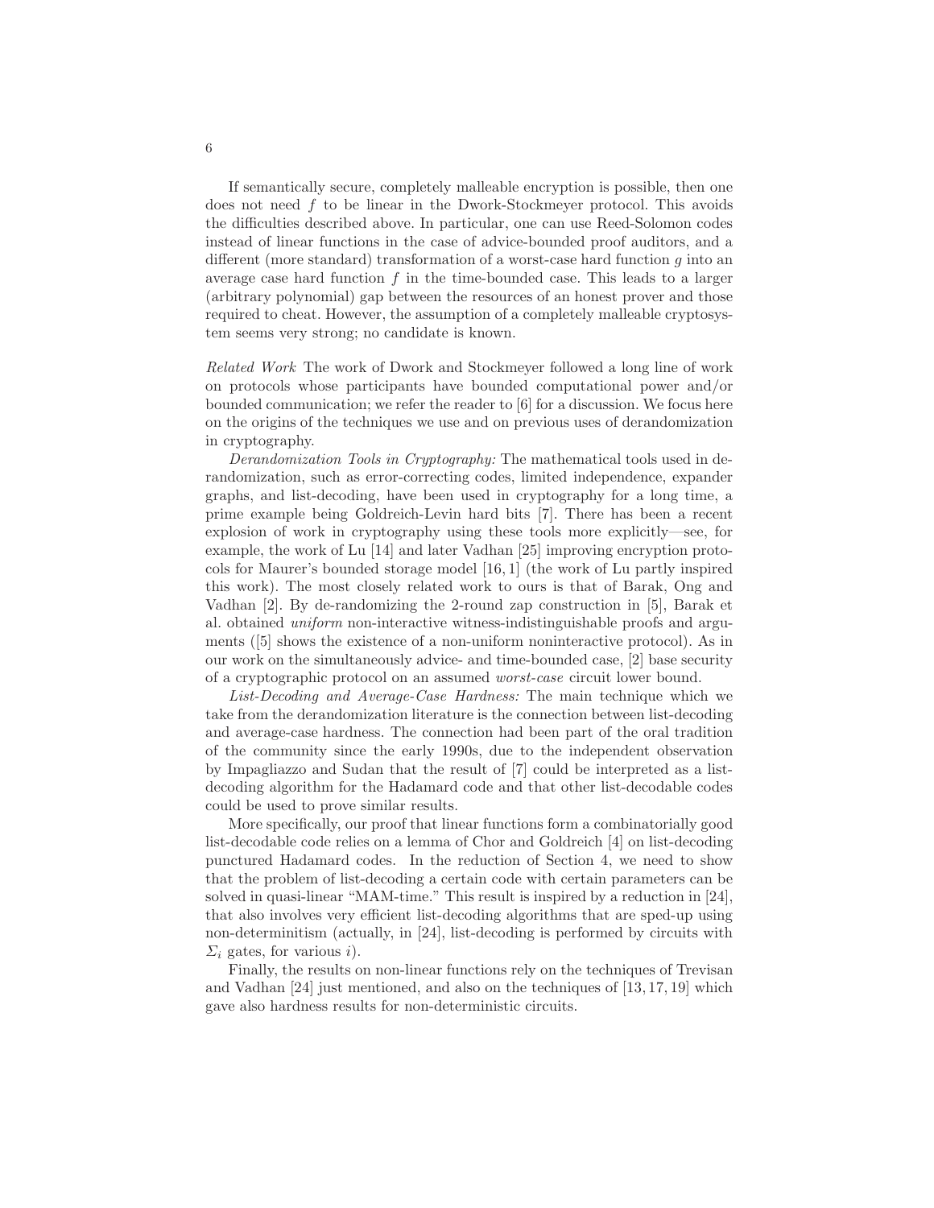If semantically secure, completely malleable encryption is possible, then one does not need $f$ to be linear in the Dwork-Stockmeyer protocol. This avoids the difficulties described above. In particular, one can use Reed-Solomon codes instead of linear functions in the case of advice-bounded proof auditors, and a different (more standard) transformation of a worst-case hard function $g$ into an average case hard function $f$ in the time-bounded case. This leads to a larger (arbitrary polynomial) gap between the resources of an honest prover and those required to cheat. However, the assumption of a completely malleable cryptosystem seems very strong; no candidate is known.

*Related Work* The work of Dwork and Stockmeyer followed a long line of work on protocols whose participants have bounded computational power and/or bounded communication; we refer the reader to [6] for a discussion. We focus here on the origins of the techniques we use and on previous uses of derandomization in cryptography.

*Derandomization Tools in Cryptography:* The mathematical tools used in derandomization, such as error-correcting codes, limited independence, expander graphs, and list-decoding, have been used in cryptography for a long time, a prime example being Goldreich-Levin hard bits [7]. There has been a recent explosion of work in cryptography using these tools more explicitly—see, for example, the work of Lu [14] and later Vadhan [25] improving encryption protocols for Maurer's bounded storage model [16, 1] (the work of Lu partly inspired this work). The most closely related work to ours is that of Barak, Ong and Vadhan [2]. By de-randomizing the 2-round zap construction in [5], Barak et al. obtained *uniform* non-interactive witness-indistinguishable proofs and arguments ([5] shows the existence of a non-uniform noninteractive protocol). As in our work on the simultaneously advice- and time-bounded case, [2] base security of a cryptographic protocol on an assumed *worst-case* circuit lower bound.

*List-Decoding and Average-Case Hardness:* The main technique which we take from the derandomization literature is the connection between list-decoding and average-case hardness. The connection had been part of the oral tradition of the community since the early 1990s, due to the independent observation by Impagliazzo and Sudan that the result of [7] could be interpreted as a list-decoding algorithm for the Hadamard code and that other list-decodable codes could be used to prove similar results.

More specifically, our proof that linear functions form a combinatorially good list-decodable code relies on a lemma of Chor and Goldreich [4] on list-decoding punctured Hadamard codes. In the reduction of Section 4, we need to show that the problem of list-decoding a certain code with certain parameters can be solved in quasi-linear "MAM-time." This result is inspired by a reduction in [24], that also involves very efficient list-decoding algorithms that are sped-up using non-determinitism (actually, in [24], list-decoding is performed by circuits with $\Sigma_i$ gates, for various $i$).

Finally, the results on non-linear functions rely on the techniques of Trevisan and Vadhan [24] just mentioned, and also on the techniques of [13, 17, 19] which gave also hardness results for non-deterministic circuits.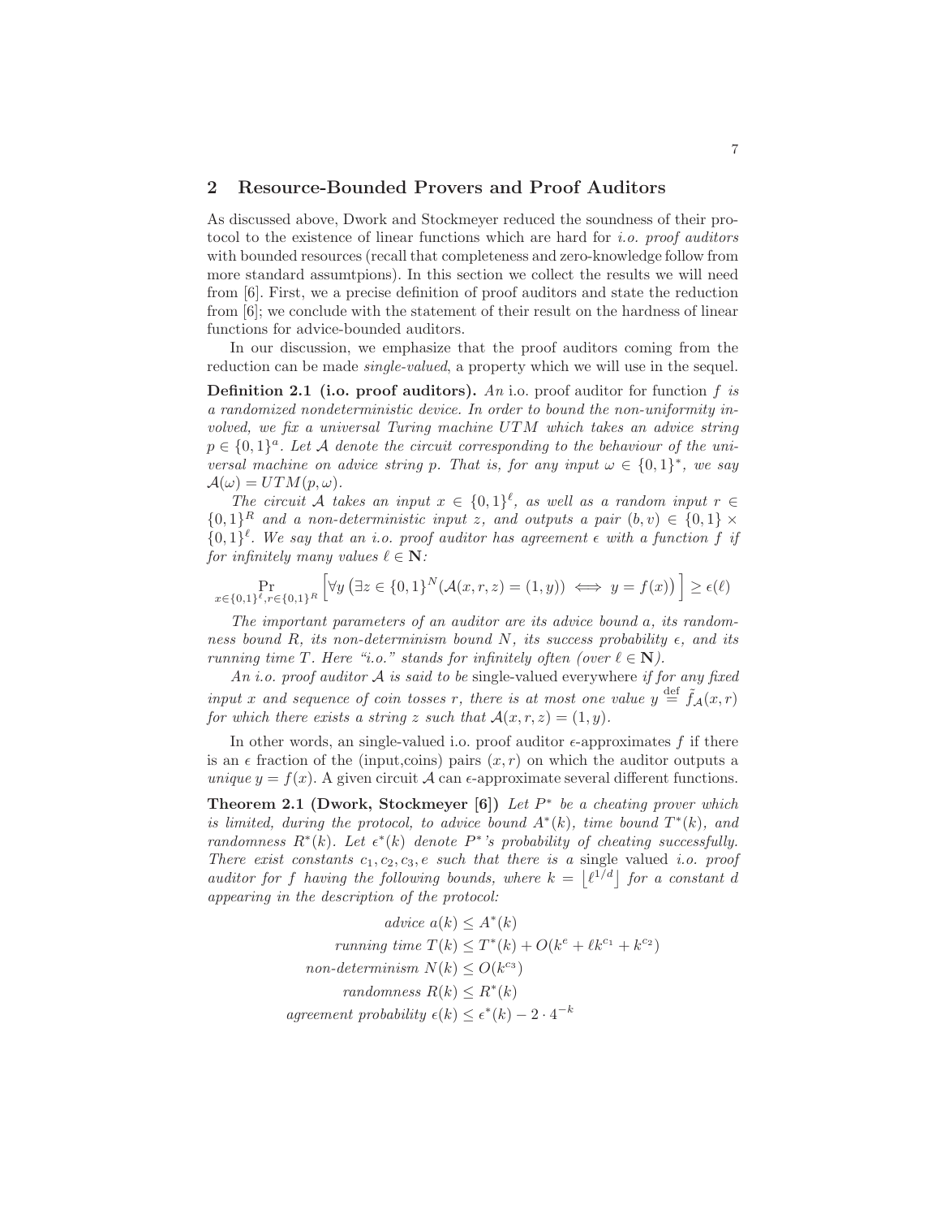## 2 Resource-Bounded Provers and Proof Auditors

As discussed above, Dwork and Stockmeyer reduced the soundness of their protocol to the existence of linear functions which are hard for *i.o. proof auditors* with bounded resources (recall that completeness and zero-knowledge follow from more standard assumtpions). In this section we collect the results we will need from [6]. First, we a precise definition of proof auditors and state the reduction from [6]; we conclude with the statement of their result on the hardness of linear functions for advice-bounded auditors.

In our discussion, we emphasize that the proof auditors coming from the reduction can be made *single-valued*, a property which we will use in the sequel.

**Definition 2.1 (i.o. proof auditors).** *An* i.o. proof auditor *for function $f$ is a randomized nondeterministic device. In order to bound the non-uniformity involved, we fix a universal Turing machine $UTM$ which takes an advice string $p \in \{0,1\}^a$. Let $\mathcal{A}$ denote the circuit corresponding to the behaviour of the universal machine on advice string $p$. That is, for any input $\omega \in \{0,1\}^*$, we say $\mathcal{A}(\omega) = UTM(p, \omega)$.*

*The circuit $\mathcal{A}$ takes an input $x \in \{0,1\}^\ell$, as well as a random input $r \in \{0,1\}^R$ and a non-deterministic input $z$, and outputs a pair $(b, v) \in \{0,1\} \times \{0,1\}^\ell$. We say that an i.o. proof auditor has agreement $\epsilon$ with a function $f$ if for infinitely many values $\ell \in \mathbf{N}$:*

$$\Pr_{x \in \{0,1\}^\ell, r \in \{0,1\}^R} \left[ \forall y \left( \exists z \in \{0,1\}^N (\mathcal{A}(x,r,z) = (1,y)) \iff y = f(x) \right) \right] \geq \epsilon(\ell)$$

*The important parameters of an auditor are its advice bound $a$, its randomness bound $R$, its non-determinism bound $N$, its success probability $\epsilon$, and its running time $T$. Here "i.o." stands for infinitely often (over $\ell \in \mathbf{N}$).*

*An i.o. proof auditor $\mathcal{A}$ is said to be* single-valued everywhere *if for any fixed input $x$ and sequence of coin tosses $r$, there is at most one value $y \stackrel{\text{def}}{=} \tilde{f}_{\mathcal{A}}(x,r)$ for which there exists a string $z$ such that $\mathcal{A}(x,r,z) = (1,y)$.*

In other words, an single-valued i.o. proof auditor $\epsilon$-approximates $f$ if there is an $\epsilon$ fraction of the (input,coins) pairs $(x,r)$ on which the auditor outputs a *unique* $y = f(x)$. A given circuit $\mathcal{A}$ can $\epsilon$-approximate several different functions.

**Theorem 2.1 (Dwork, Stockmeyer [6])** *Let $P^*$ be a cheating prover which is limited, during the protocol, to advice bound $A^*(k)$, time bound $T^*(k)$, and randomness $R^*(k)$. Let $\epsilon^*(k)$ denote $P^*$'s probability of cheating successfully. There exist constants $c_1, c_2, c_3, e$ such that there is a* single valued *i.o. proof auditor for $f$ having the following bounds, where $k = \lfloor \ell^{1/d} \rfloor$ for a constant $d$ appearing in the description of the protocol:*

$$\begin{aligned}
\textit{advice } a(k) &\leq A^*(k) \\
\textit{running time } T(k) &\leq T^*(k) + O(k^e + \ell k^{c_1} + k^{c_2}) \\
\textit{non-determinism } N(k) &\leq O(k^{c_3}) \\
\textit{randomness } R(k) &\leq R^*(k) \\
\textit{agreement probability } \epsilon(k) &\leq \epsilon^*(k) - 2 \cdot 4^{-k}
\end{aligned}$$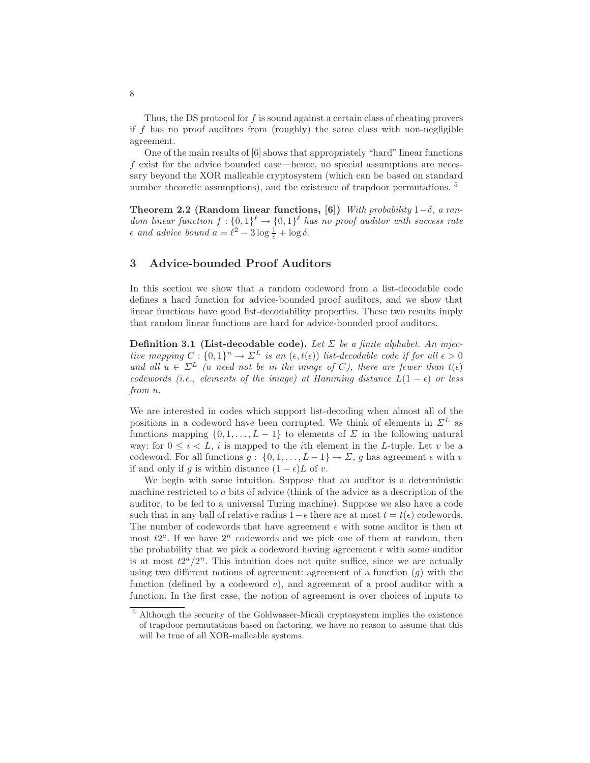Thus, the DS protocol for $f$ is sound against a certain class of cheating provers if $f$ has no proof auditors from (roughly) the same class with non-negligible agreement.

One of the main results of [6] shows that appropriately "hard" linear functions $f$ exist for the advice bounded case—hence, no special assumptions are necessary beyond the XOR malleable cryptosystem (which can be based on standard number theoretic assumptions), and the existence of trapdoor permutations. [5]

**Theorem 2.2 (Random linear functions, [6])** *With probability $1-\delta$, a random linear function $f : \{0,1\}^\ell \rightarrow \{0,1\}^\ell$ has no proof auditor with success rate $\epsilon$ and advice bound $a = \ell^2 - 3\log\frac{1}{\epsilon} + \log\delta$.*

## 3 Advice-bounded Proof Auditors

In this section we show that a random codeword from a list-decodable code defines a hard function for advice-bounded proof auditors, and we show that linear functions have good list-decodability properties. These two results imply that random linear functions are hard for advice-bounded proof auditors.

**Definition 3.1 (List-decodable code).** *Let $\Sigma$ be a finite alphabet. An injective mapping $C : \{0,1\}^n \rightarrow \Sigma^L$ is an $(\epsilon, t(\epsilon))$ list-decodable code if for all $\epsilon > 0$ and all $u \in \Sigma^L$ ($u$ need not be in the image of $C$), there are fewer than $t(\epsilon)$ codewords (i.e., elements of the image) at Hamming distance $L(1-\epsilon)$ or less from $u$.*

We are interested in codes which support list-decoding when almost all of the positions in a codeword have been corrupted. We think of elements in $\Sigma^L$ as functions mapping $\{0, 1, \dots, L-1\}$ to elements of $\Sigma$ in the following natural way: for $0 \leq i < L$, $i$ is mapped to the $i$th element in the $L$-tuple. Let $v$ be a codeword. For all functions $g : \{0, 1, \dots, L-1\} \rightarrow \Sigma$, $g$ has agreement $\epsilon$ with $v$ if and only if $g$ is within distance $(1-\epsilon)L$ of $v$.

We begin with some intuition. Suppose that an auditor is a deterministic machine restricted to $a$ bits of advice (think of the advice as a description of the auditor, to be fed to a universal Turing machine). Suppose we also have a code such that in any ball of relative radius $1-\epsilon$ there are at most $t = t(\epsilon)$ codewords. The number of codewords that have agreement $\epsilon$ with some auditor is then at most $t2^a$. If we have $2^n$ codewords and we pick one of them at random, then the probability that we pick a codeword having agreement $\epsilon$ with some auditor is at most $t2^a/2^n$. This intuition does not quite suffice, since we are actually using two different notions of agreement: agreement of a function ($g$) with the function (defined by a codeword $v$), and agreement of a proof auditor with a function. In the first case, the notion of agreement is over choices of inputs to

[5] Although the security of the Goldwasser-Micali cryptosystem implies the existence of trapdoor permutations based on factoring, we have no reason to assume that this will be true of all XOR-malleable systems.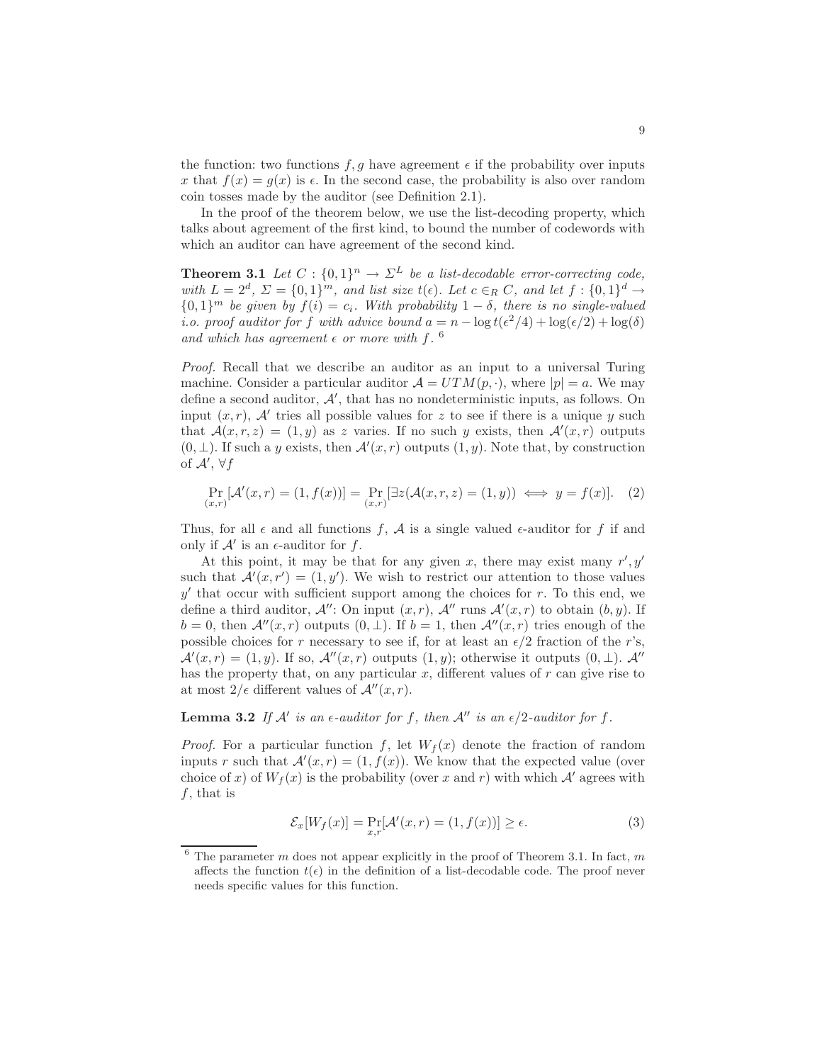the function: two functions $f, g$ have agreement $\epsilon$ if the probability over inputs $x$ that $f(x) = g(x)$ is $\epsilon$. In the second case, the probability is also over random coin tosses made by the auditor (see Definition 2.1).

In the proof of the theorem below, we use the list-decoding property, which talks about agreement of the first kind, to bound the number of codewords with which an auditor can have agreement of the second kind.

**Theorem 3.1** *Let $C : \{0,1\}^n \to \Sigma^L$ be a list-decodable error-correcting code, with $L = 2^d$, $\Sigma = \{0,1\}^m$, and list size $t(\epsilon)$. Let $c \in_R C$, and let $f : \{0,1\}^d \to \{0,1\}^m$ be given by $f(i) = c_i$. With probability $1 - \delta$, there is no single-valued i.o. proof auditor for $f$ with advice bound $a = n - \log t(\epsilon^2/4) + \log(\epsilon/2) + \log(\delta)$ and which has agreement $\epsilon$ or more with $f$.* [6]

*Proof.* Recall that we describe an auditor as an input to a universal Turing machine. Consider a particular auditor $\mathcal{A} = UTM(p, \cdot)$, where $|p| = a$. We may define a second auditor, $\mathcal{A}'$, that has no nondeterministic inputs, as follows. On input $(x, r)$, $\mathcal{A}'$ tries all possible values for $z$ to see if there is a unique $y$ such that $\mathcal{A}(x, r, z) = (1, y)$ as $z$ varies. If no such $y$ exists, then $\mathcal{A}'(x, r)$ outputs $(0, \bot)$. If such a $y$ exists, then $\mathcal{A}'(x, r)$ outputs $(1, y)$. Note that, by construction of $\mathcal{A}'$, $\forall f$

$$\Pr_{(x,r)}[\mathcal{A}'(x,r) = (1, f(x))] = \Pr_{(x,r)}[\exists z (\mathcal{A}(x,r,z) = (1,y)) \iff y = f(x)]. \quad (2)$$

Thus, for all $\epsilon$ and all functions $f$, $\mathcal{A}$ is a single valued $\epsilon$-auditor for $f$ if and only if $\mathcal{A}'$ is an $\epsilon$-auditor for $f$.

At this point, it may be that for any given $x$, there may exist many $r', y'$ such that $\mathcal{A}'(x, r') = (1, y')$. We wish to restrict our attention to those values $y'$ that occur with sufficient support among the choices for $r$. To this end, we define a third auditor, $\mathcal{A}''$: On input $(x, r)$, $\mathcal{A}''$ runs $\mathcal{A}'(x, r)$ to obtain $(b, y)$. If $b = 0$, then $\mathcal{A}''(x, r)$ outputs $(0, \bot)$. If $b = 1$, then $\mathcal{A}''(x, r)$ tries enough of the possible choices for $r$ necessary to see if, for at least an $\epsilon/2$ fraction of the $r$'s, $\mathcal{A}'(x, r) = (1, y)$. If so, $\mathcal{A}''(x, r)$ outputs $(1, y)$; otherwise it outputs $(0, \bot)$. $\mathcal{A}''$ has the property that, on any particular $x$, different values of $r$ can give rise to at most $2/\epsilon$ different values of $\mathcal{A}''(x, r)$.

**Lemma 3.2** *If $\mathcal{A}'$ is an $\epsilon$-auditor for $f$, then $\mathcal{A}''$ is an $\epsilon/2$-auditor for $f$.*

*Proof.* For a particular function $f$, let $W_f(x)$ denote the fraction of random inputs $r$ such that $\mathcal{A}'(x, r) = (1, f(x))$. We know that the expected value (over choice of $x$) of $W_f(x)$ is the probability (over $x$ and $r$) with which $\mathcal{A}'$ agrees with $f$, that is

$$\mathcal{E}_x[W_f(x)] = \Pr_{x,r}[\mathcal{A}'(x,r) = (1, f(x))] \geq \epsilon. \quad (3)$$

[6] The parameter $m$ does not appear explicitly in the proof of Theorem 3.1. In fact, $m$ affects the function $t(\epsilon)$ in the definition of a list-decodable code. The proof never needs specific values for this function.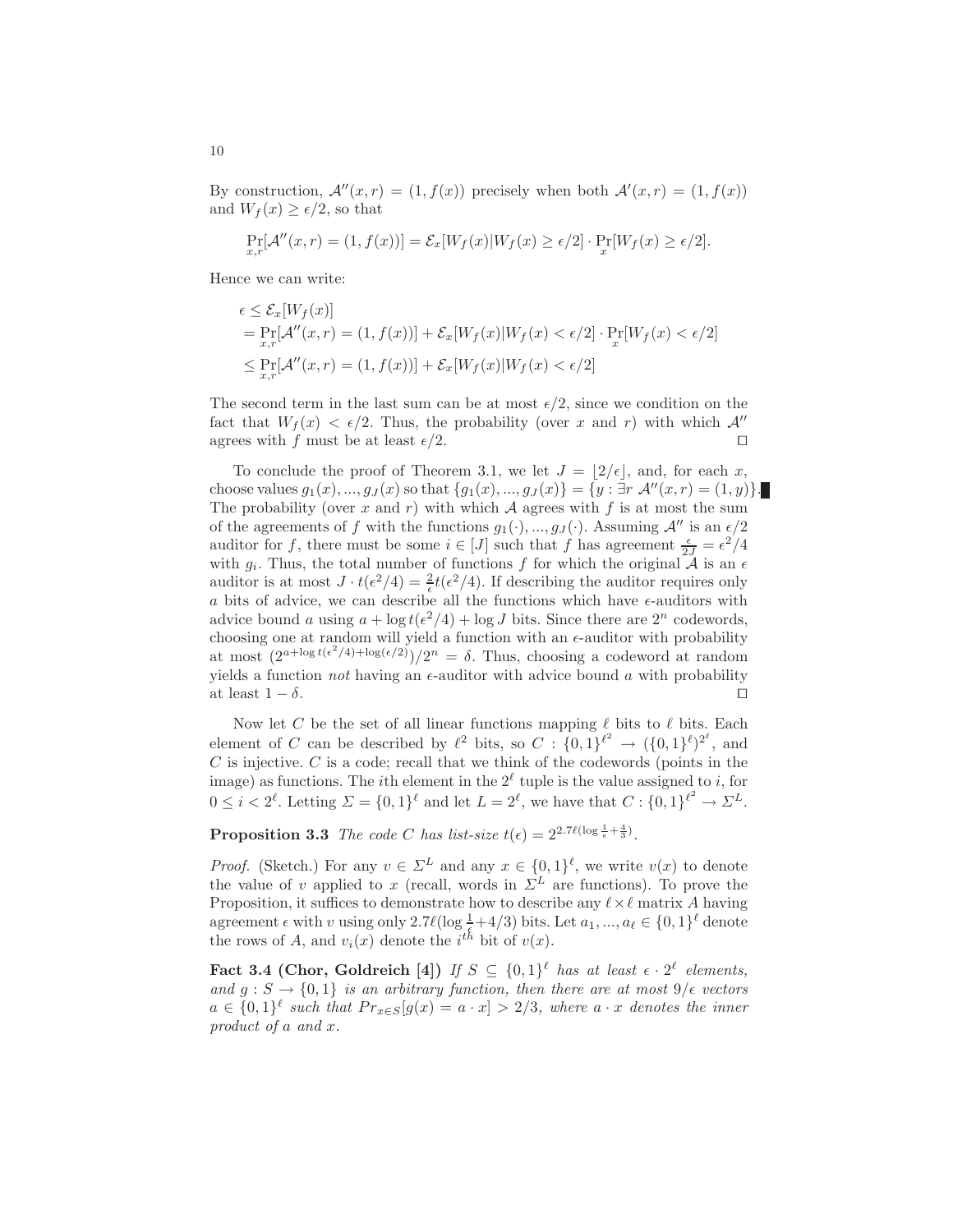By construction, $\mathcal{A}''(x,r) = (1, f(x))$ precisely when both $\mathcal{A}'(x,r) = (1, f(x))$ and $W_f(x) \geq \epsilon/2$, so that

$$\Pr_{x,r}[\mathcal{A}''(x,r) = (1, f(x))] = \mathcal{E}_x[W_f(x) | W_f(x) \geq \epsilon/2] \cdot \Pr_x[W_f(x) \geq \epsilon/2].$$

Hence we can write:

$$\begin{aligned}
\epsilon &\leq \mathcal{E}_x[W_f(x)] \\
&= \Pr_{x,r}[\mathcal{A}''(x,r) = (1, f(x))] + \mathcal{E}_x[W_f(x) | W_f(x) < \epsilon/2] \cdot \Pr_x[W_f(x) < \epsilon/2] \\
&\leq \Pr_{x,r}[\mathcal{A}''(x,r) = (1, f(x))] + \mathcal{E}_x[W_f(x) | W_f(x) < \epsilon/2]
\end{aligned}$$

The second term in the last sum can be at most $\epsilon/2$, since we condition on the fact that $W_f(x) < \epsilon/2$. Thus, the probability (over $x$ and $r$) with which $\mathcal{A}''$ agrees with $f$ must be at least $\epsilon/2$. ◻

To conclude the proof of Theorem 3.1, we let $J = \lfloor 2/\epsilon \rfloor$, and, for each $x$, choose values $g_1(x), ..., g_J(x)$ so that $\{g_1(x), ..., g_J(x)\} = \{y : \exists r\ \mathcal{A}''(x,r) = (1, y)\}$. The probability (over $x$ and $r$) with which $\mathcal{A}$ agrees with $f$ is at most the sum of the agreements of $f$ with the functions $g_1(\cdot), ..., g_J(\cdot)$. Assuming $\mathcal{A}''$ is an $\epsilon/2$ auditor for $f$, there must be some $i \in [J]$ such that $f$ has agreement $\frac{\epsilon}{2J} = \epsilon^2/4$ with $g_i$. Thus, the total number of functions $f$ for which the original $\mathcal{A}$ is an $\epsilon$ auditor is at most $J \cdot t(\epsilon^2/4) = \frac{2}{\epsilon} t(\epsilon^2/4)$. If describing the auditor requires only $a$ bits of advice, we can describe all the functions which have $\epsilon$-auditors with advice bound $a$ using $a + \log t(\epsilon^2/4) + \log J$ bits. Since there are $2^n$ codewords, choosing one at random will yield a function with an $\epsilon$-auditor with probability at most $(2^{a + \log t(\epsilon^2/4) + \log(\epsilon/2)})/2^n = \delta$. Thus, choosing a codeword at random yields a function *not* having an $\epsilon$-auditor with advice bound $a$ with probability at least $1 - \delta$. ◻

Now let $C$ be the set of all linear functions mapping $\ell$ bits to $\ell$ bits. Each element of $C$ can be described by $\ell^2$ bits, so $C : \{0,1\}^{\ell^2} \to (\{0,1\}^\ell)^{2^\ell}$, and $C$ is injective. $C$ is a code; recall that we think of the codewords (points in the image) as functions. The $i$th element in the $2^\ell$ tuple is the value assigned to $i$, for $0 \leq i < 2^\ell$. Letting $\Sigma = \{0,1\}^\ell$ and let $L = 2^\ell$, we have that $C : \{0,1\}^{\ell^2} \to \Sigma^L$.

**Proposition 3.3** *The code $C$ has list-size $t(\epsilon) = 2^{2.7\ell(\log\frac{1}{\epsilon} + \frac{4}{3})}$.*

*Proof.* (Sketch.) For any $v \in \Sigma^L$ and any $x \in \{0,1\}^\ell$, we write $v(x)$ to denote the value of $v$ applied to $x$ (recall, words in $\Sigma^L$ are functions). To prove the Proposition, it suffices to demonstrate how to describe any $\ell \times \ell$ matrix $A$ having agreement $\epsilon$ with $v$ using only $2.7\ell(\log\frac{1}{\epsilon} + 4/3)$ bits. Let $a_1, ..., a_\ell \in \{0,1\}^\ell$ denote the rows of $A$, and $v_i(x)$ denote the $i^{th}$ bit of $v(x)$.

**Fact 3.4 (Chor, Goldreich [4])** *If $S \subseteq \{0,1\}^\ell$ has at least $\epsilon \cdot 2^\ell$ elements, and $g : S \to \{0,1\}$ is an arbitrary function, then there are at most $9/\epsilon$ vectors $a \in \{0,1\}^\ell$ such that $Pr_{x \in S}[g(x) = a \cdot x] > 2/3$, where $a \cdot x$ denotes the inner product of $a$ and $x$.*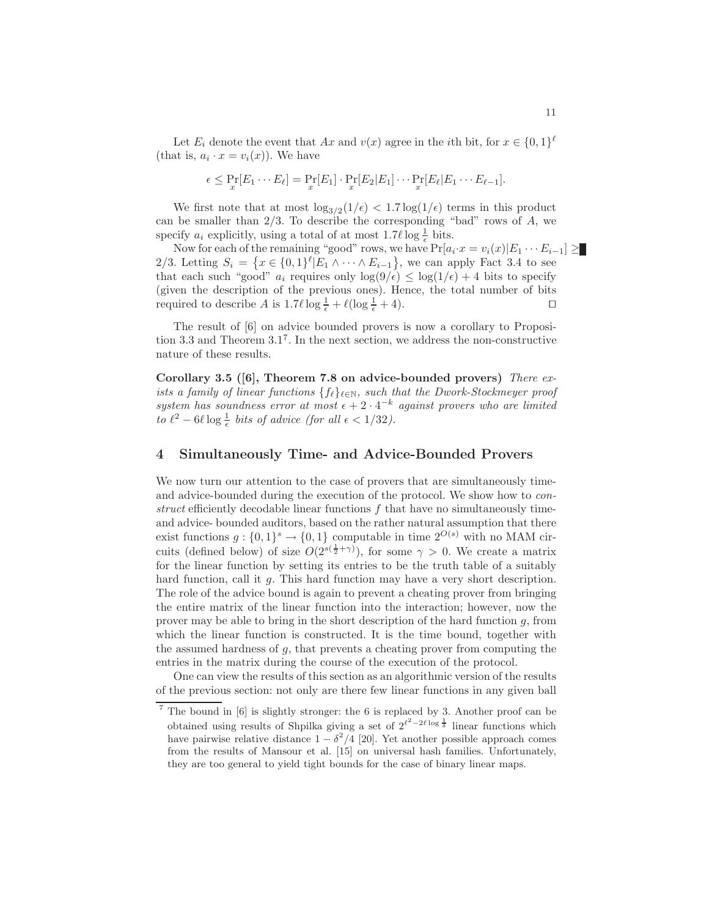Let $E_i$ denote the event that $Ax$ and $v(x)$ agree in the $i$th bit, for $x \in \{0,1\}^\ell$ (that is, $a_i \cdot x = v_i(x)$). We have

$$\epsilon \leq \Pr_x[E_1 \cdots E_\ell] = \Pr_x[E_1] \cdot \Pr_x[E_2|E_1] \cdots \Pr_x[E_\ell|E_1 \cdots E_{\ell-1}].$$

We first note that at most $\log_{3/2}(1/\epsilon) < 1.7 \log(1/\epsilon)$ terms in this product can be smaller than $2/3$. To describe the corresponding "bad" rows of $A$, we specify $a_i$ explicitly, using a total of at most $1.7\ell \log \frac{1}{\epsilon}$ bits.

Now for each of the remaining "good" rows, we have $\Pr[a_i \cdot x = v_i(x)|E_1 \cdots E_{i-1}] \geq 2/3$. Letting $S_i = \{x \in \{0,1\}^\ell | E_1 \wedge \cdots \wedge E_{i-1}\}$, we can apply Fact 3.4 to see that each such "good" $a_i$ requires only $\log(9/\epsilon) \leq \log(1/\epsilon) + 4$ bits to specify (given the description of the previous ones). Hence, the total number of bits required to describe $A$ is $1.7\ell \log \frac{1}{\epsilon} + \ell(\log \frac{1}{\epsilon} + 4)$. ◻

The result of [6] on advice bounded provers is now a corollary to Proposition 3.3 and Theorem 3.1[7]. In the next section, we address the non-constructive nature of these results.

**Corollary 3.5 ([6], Theorem 7.8 on advice-bounded provers)** *There exists a family of linear functions $\{f_\ell\}_{\ell \in \mathbb{N}}$, such that the Dwork-Stockmeyer proof system has soundness error at most $\epsilon + 2 \cdot 4^{-k}$ against provers who are limited to $\ell^2 - 6\ell \log \frac{1}{\epsilon}$ bits of advice (for all $\epsilon < 1/32$).*

## 4 Simultaneously Time- and Advice-Bounded Provers

We now turn our attention to the case of provers that are simultaneously time- and advice-bounded during the execution of the protocol. We show how to *construct* efficiently decodable linear functions $f$ that have no simultaneously time- and advice- bounded auditors, based on the rather natural assumption that there exist functions $g : \{0,1\}^s \to \{0,1\}$ computable in time $2^{O(s)}$ with no MAM circuits (defined below) of size $O(2^{s(\frac{1}{2}+\gamma)})$, for some $\gamma > 0$. We create a matrix for the linear function by setting its entries to be the truth table of a suitably hard function, call it $g$. This hard function may have a very short description. The role of the advice bound is again to prevent a cheating prover from bringing the entire matrix of the linear function into the interaction; however, now the prover may be able to bring in the short description of the hard function $g$, from which the linear function is constructed. It is the time bound, together with the assumed hardness of $g$, that prevents a cheating prover from computing the entries in the matrix during the course of the execution of the protocol.

One can view the results of this section as an algorithmic version of the results of the previous section: not only are there few linear functions in any given ball

[7] The bound in [6] is slightly stronger: the 6 is replaced by 3. Another proof can be obtained using results of Shpilka giving a set of $2^{\ell^2 - 2\ell \log \frac{1}{\delta}}$ linear functions which have pairwise relative distance $1 - \delta^2/4$ [20]. Yet another possible approach comes from the results of Mansour et al. [15] on universal hash families. Unfortunately, they are too general to yield tight bounds for the case of binary linear maps.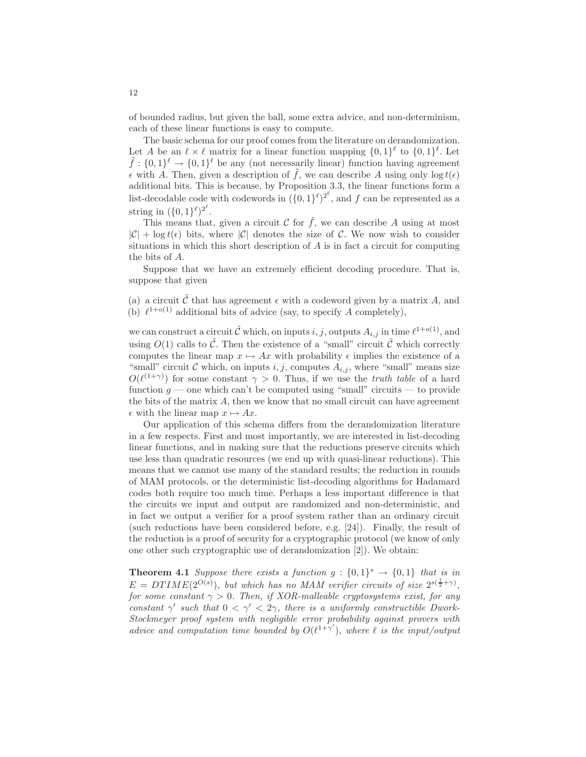of bounded radius, but given the ball, some extra advice, and non-determinism, each of these linear functions is easy to compute.

The basic schema for our proof comes from the literature on derandomization. Let $A$ be an $\ell \times \ell$ matrix for a linear function mapping $\{0,1\}^\ell$ to $\{0,1\}^\ell$. Let $\tilde{f} : \{0,1\}^\ell \to \{0,1\}^\ell$ be any (not necessarily linear) function having agreement $\epsilon$ with $A$. Then, given a description of $\tilde{f}$, we can describe $A$ using only $\log t(\epsilon)$ additional bits. This is because, by Proposition 3.3, the linear functions form a list-decodable code with codewords in $(\{0,1\}^\ell)^{2^\ell}$, and $f$ can be represented as a string in $(\{0,1\}^\ell)^{2^\ell}$.

This means that, given a circuit $\mathcal{C}$ for $\tilde{f}$, we can describe $A$ using at most $|\mathcal{C}| + \log t(\epsilon)$ bits, where $|\mathcal{C}|$ denotes the size of $\mathcal{C}$. We now wish to consider situations in which this short description of $A$ is in fact a circuit for computing the bits of $A$.

Suppose that we have an extremely efficient decoding procedure. That is, suppose that given

(a) a circuit $\tilde{\mathcal{C}}$ that has agreement $\epsilon$ with a codeword given by a matrix $A$, and
(b) $\ell^{1+o(1)}$ additional bits of advice (say, to specify $A$ completely),

we can construct a circuit $\tilde{\mathcal{C}}$ which, on inputs $i, j$, outputs $A_{i,j}$ in time $\ell^{1+o(1)}$, and using $O(1)$ calls to $\tilde{\mathcal{C}}$. Then the existence of a "small" circuit $\tilde{\mathcal{C}}$ which correctly computes the linear map $x \mapsto Ax$ with probability $\epsilon$ implies the existence of a "small" circuit $\mathcal{C}$ which, on inputs $i, j$, computes $A_{i,j}$, where "small" means size $O(\ell^{(1+\gamma)})$ for some constant $\gamma > 0$. Thus, if we use the *truth table* of a hard function $g$ — one which can't be computed using "small" circuits — to provide the bits of the matrix $A$, then we know that no small circuit can have agreement $\epsilon$ with the linear map $x \mapsto Ax$.

Our application of this schema differs from the derandomization literature in a few respects. First and most importantly, we are interested in list-decoding linear functions, and in making sure that the reductions preserve circuits which use less than quadratic resources (we end up with quasi-linear reductions). This means that we cannot use many of the standard results; the reduction in rounds of MAM protocols, or the deterministic list-decoding algorithms for Hadamard codes both require too much time. Perhaps a less important difference is that the circuits we input and output are randomized and non-deterministic, and in fact we output a verifier for a proof system rather than an ordinary circuit (such reductions have been considered before, e.g. [24]). Finally, the result of the reduction is a proof of security for a cryptographic protocol (we know of only one other such cryptographic use of derandomization [2]). We obtain:

**Theorem 4.1** *Suppose there exists a function $g : \{0,1\}^s \to \{0,1\}$ that is in $E = DTIME(2^{O(s)})$, but which has no MAM verifier circuits of size $2^{s(\frac{1}{2}+\gamma)}$, for some constant $\gamma > 0$. Then, if XOR-malleable cryptosystems exist, for any constant $\gamma'$ such that $0 < \gamma' < 2\gamma$, there is a uniformly constructible Dwork-Stockmeyer proof system with negligible error probability against provers with advice and computation time bounded by $O(\ell^{1+\gamma'})$, where $\ell$ is the input/output*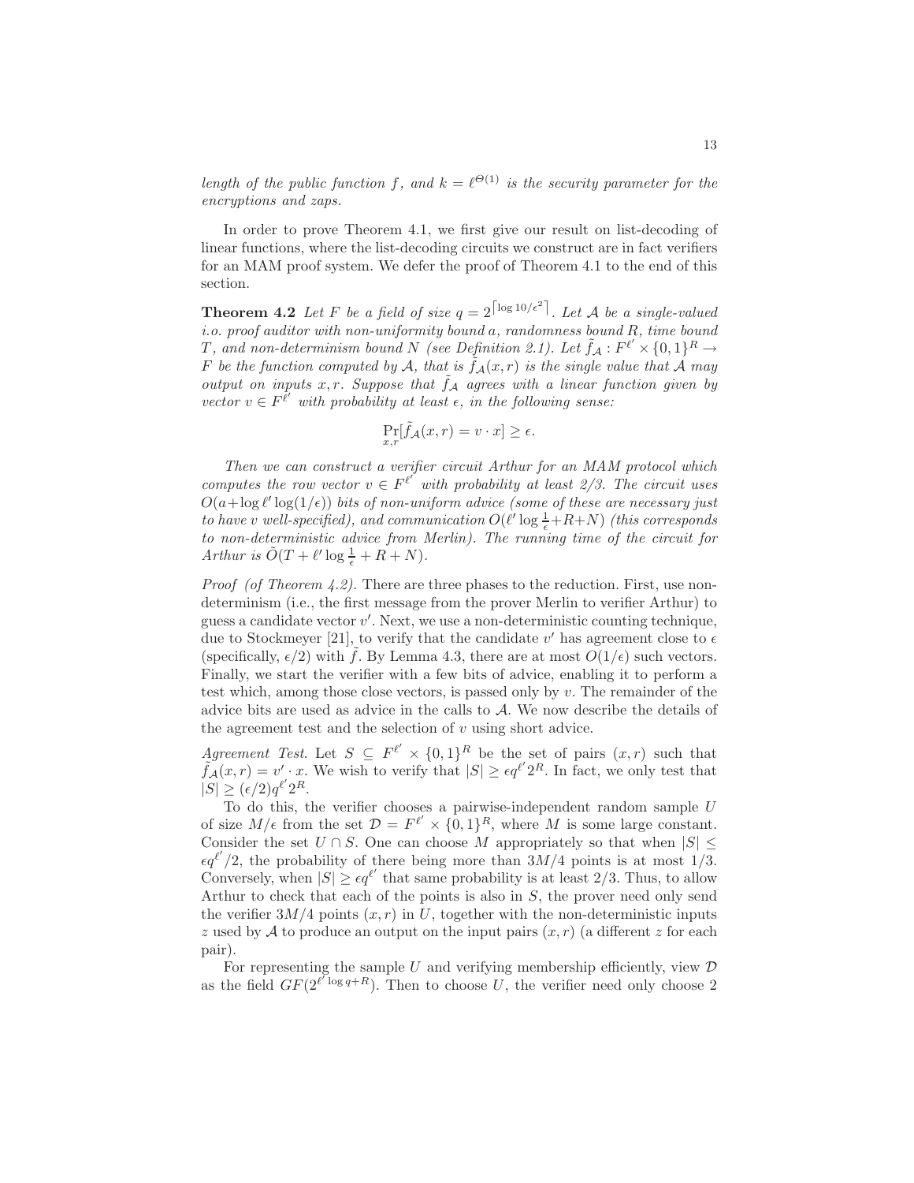*length of the public function $f$, and $k = \ell^{\Theta(1)}$ is the security parameter for the encryptions and zaps.*

In order to prove Theorem 4.1, we first give our result on list-decoding of linear functions, where the list-decoding circuits we construct are in fact verifiers for an MAM proof system. We defer the proof of Theorem 4.1 to the end of this section.

**Theorem 4.2** *Let $F$ be a field of size $q = 2^{\lceil \log 10/\epsilon^2 \rceil}$. Let $\mathcal{A}$ be a single-valued i.o. proof auditor with non-uniformity bound $a$, randomness bound $R$, time bound $T$, and non-determinism bound $N$ (see Definition 2.1). Let $\tilde{f}_{\mathcal{A}} : F^{\ell'} \times \{0,1\}^R \to F$ be the function computed by $\mathcal{A}$, that is $\tilde{f}_{\mathcal{A}}(x,r)$ is the single value that $\mathcal{A}$ may output on inputs $x, r$. Suppose that $\tilde{f}_{\mathcal{A}}$ agrees with a linear function given by vector $v \in F^{\ell'}$ with probability at least $\epsilon$, in the following sense:*

$$\Pr_{x,r}[\tilde{f}_{\mathcal{A}}(x,r) = v \cdot x] \geq \epsilon.$$

*Then we can construct a verifier circuit Arthur for an MAM protocol which computes the row vector $v \in F^{\ell'}$ with probability at least 2/3. The circuit uses $O(a + \log \ell' \log(1/\epsilon))$ bits of non-uniform advice (some of these are necessary just to have $v$ well-specified), and communication $O(\ell' \log \frac{1}{\epsilon} + R + N)$ (this corresponds to non-deterministic advice from Merlin). The running time of the circuit for Arthur is $\tilde{O}(T + \ell' \log \frac{1}{\epsilon} + R + N)$.*

*Proof (of Theorem 4.2).* There are three phases to the reduction. First, use non-determinism (i.e., the first message from the prover Merlin to verifier Arthur) to guess a candidate vector $v'$. Next, we use a non-deterministic counting technique, due to Stockmeyer [21], to verify that the candidate $v'$ has agreement close to $\epsilon$ (specifically, $\epsilon/2$) with $\tilde{f}$. By Lemma 4.3, there are at most $O(1/\epsilon)$ such vectors. Finally, we start the verifier with a few bits of advice, enabling it to perform a test which, among those close vectors, is passed only by $v$. The remainder of the advice bits are used as advice in the calls to $\mathcal{A}$. We now describe the details of the agreement test and the selection of $v$ using short advice.

*Agreement Test.* Let $S \subseteq F^{\ell'} \times \{0,1\}^R$ be the set of pairs $(x,r)$ such that $\tilde{f}_{\mathcal{A}}(x,r) = v' \cdot x$. We wish to verify that $|S| \geq \epsilon q^{\ell'} 2^R$. In fact, we only test that $|S| \geq (\epsilon/2) q^{\ell'} 2^R$.

To do this, the verifier chooses a pairwise-independent random sample $U$ of size $M/\epsilon$ from the set $\mathcal{D} = F^{\ell'} \times \{0,1\}^R$, where $M$ is some large constant. Consider the set $U \cap S$. One can choose $M$ appropriately so that when $|S| \leq \epsilon q^{\ell'}/2$, the probability of there being more than $3M/4$ points is at most 1/3. Conversely, when $|S| \geq \epsilon q^{\ell'}$ that same probability is at least 2/3. Thus, to allow Arthur to check that each of the points is also in $S$, the prover need only send the verifier $3M/4$ points $(x,r)$ in $U$, together with the non-deterministic inputs $z$ used by $\mathcal{A}$ to produce an output on the input pairs $(x,r)$ (a different $z$ for each pair).

For representing the sample $U$ and verifying membership efficiently, view $\mathcal{D}$ as the field $GF(2^{\ell' \log q + R})$. Then to choose $U$, the verifier need only choose 2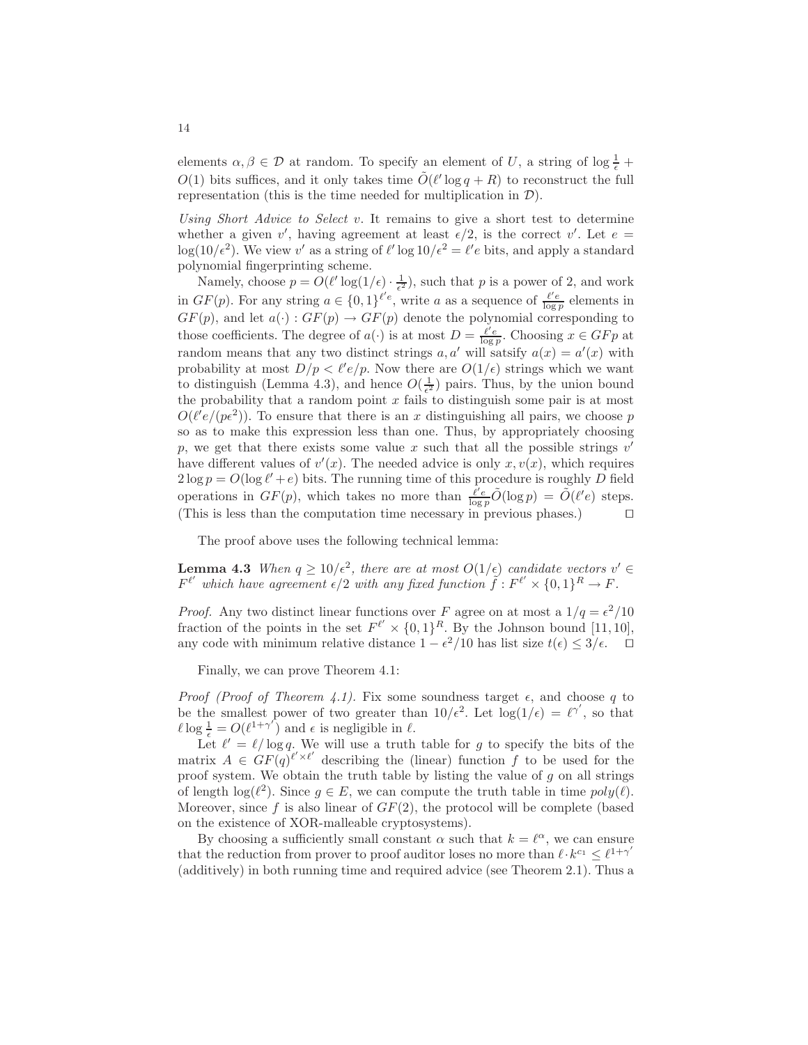elements $\alpha, \beta \in \mathcal{D}$ at random. To specify an element of $U$, a string of $\log \frac{1}{\epsilon} + O(1)$ bits suffices, and it only takes time $\tilde{O}(\ell' \log q + R)$ to reconstruct the full representation (this is the time needed for multiplication in $\mathcal{D}$).

*Using Short Advice to Select* $v$. It remains to give a short test to determine whether a given $v'$, having agreement at least $\epsilon/2$, is the correct $v'$. Let $e = \log(10/\epsilon^2)$. We view $v'$ as a string of $\ell' \log 10/\epsilon^2 = \ell' e$ bits, and apply a standard polynomial fingerprinting scheme.

Namely, choose $p = O(\ell' \log(1/\epsilon) \cdot \frac{1}{\epsilon^2})$, such that $p$ is a power of 2, and work in $GF(p)$. For any string $a \in \{0,1\}^{\ell' e}$, write $a$ as a sequence of $\frac{\ell' e}{\log p}$ elements in $GF(p)$, and let $a(\cdot) : GF(p) \to GF(p)$ denote the polynomial corresponding to those coefficients. The degree of $a(\cdot)$ is at most $D = \frac{\ell' e}{\log p}$. Choosing $x \in GFp$ at random means that any two distinct strings $a, a'$ will satsify $a(x) = a'(x)$ with probability at most $D/p < \ell' e/p$. Now there are $O(1/\epsilon)$ strings which we want to distinguish (Lemma 4.3), and hence $O(\frac{1}{\epsilon^2})$ pairs. Thus, by the union bound the probability that a random point $x$ fails to distinguish some pair is at most $O(\ell' e/(p\epsilon^2))$. To ensure that there is an $x$ distinguishing all pairs, we choose $p$ so as to make this expression less than one. Thus, by appropriately choosing $p$, we get that there exists some value $x$ such that all the possible strings $v'$ have different values of $v'(x)$. The needed advice is only $x, v(x)$, which requires $2 \log p = O(\log \ell' + e)$ bits. The running time of this procedure is roughly $D$ field operations in $GF(p)$, which takes no more than $\frac{\ell' e}{\log p} \tilde{O}(\log p) = \tilde{O}(\ell' e)$ steps. (This is less than the computation time necessary in previous phases.) □

The proof above uses the following technical lemma:

**Lemma 4.3** *When $q \geq 10/\epsilon^2$, there are at most $O(1/\epsilon)$ candidate vectors $v' \in F^{\ell'}$ which have agreement $\epsilon/2$ with any fixed function $\tilde{f} : F^{\ell'} \times \{0,1\}^R \to F$.*

*Proof.* Any two distinct linear functions over $F$ agree on at most a $1/q = \epsilon^2/10$ fraction of the points in the set $F^{\ell'} \times \{0,1\}^R$. By the Johnson bound [11, 10], any code with minimum relative distance $1 - \epsilon^2/10$ has list size $t(\epsilon) \leq 3/\epsilon$. □

Finally, we can prove Theorem 4.1:

*Proof (Proof of Theorem 4.1).* Fix some soundness target $\epsilon$, and choose $q$ to be the smallest power of two greater than $10/\epsilon^2$. Let $\log(1/\epsilon) = \ell^{\gamma'}$, so that $\ell \log \frac{1}{\epsilon} = O(\ell^{1+\gamma'})$ and $\epsilon$ is negligible in $\ell$.

Let $\ell' = \ell/\log q$. We will use a truth table for $g$ to specify the bits of the matrix $A \in GF(q)^{\ell' \times \ell'}$ describing the (linear) function $f$ to be used for the proof system. We obtain the truth table by listing the value of $g$ on all strings of length $\log(\ell^2)$. Since $g \in E$, we can compute the truth table in time $poly(\ell)$. Moreover, since $f$ is also linear of $GF(2)$, the protocol will be complete (based on the existence of XOR-malleable cryptosystems).

By choosing a sufficiently small constant $\alpha$ such that $k = \ell^\alpha$, we can ensure that the reduction from prover to proof auditor loses no more than $\ell \cdot k^{c_1} \leq \ell^{1+\gamma'}$ (additively) in both running time and required advice (see Theorem 2.1). Thus a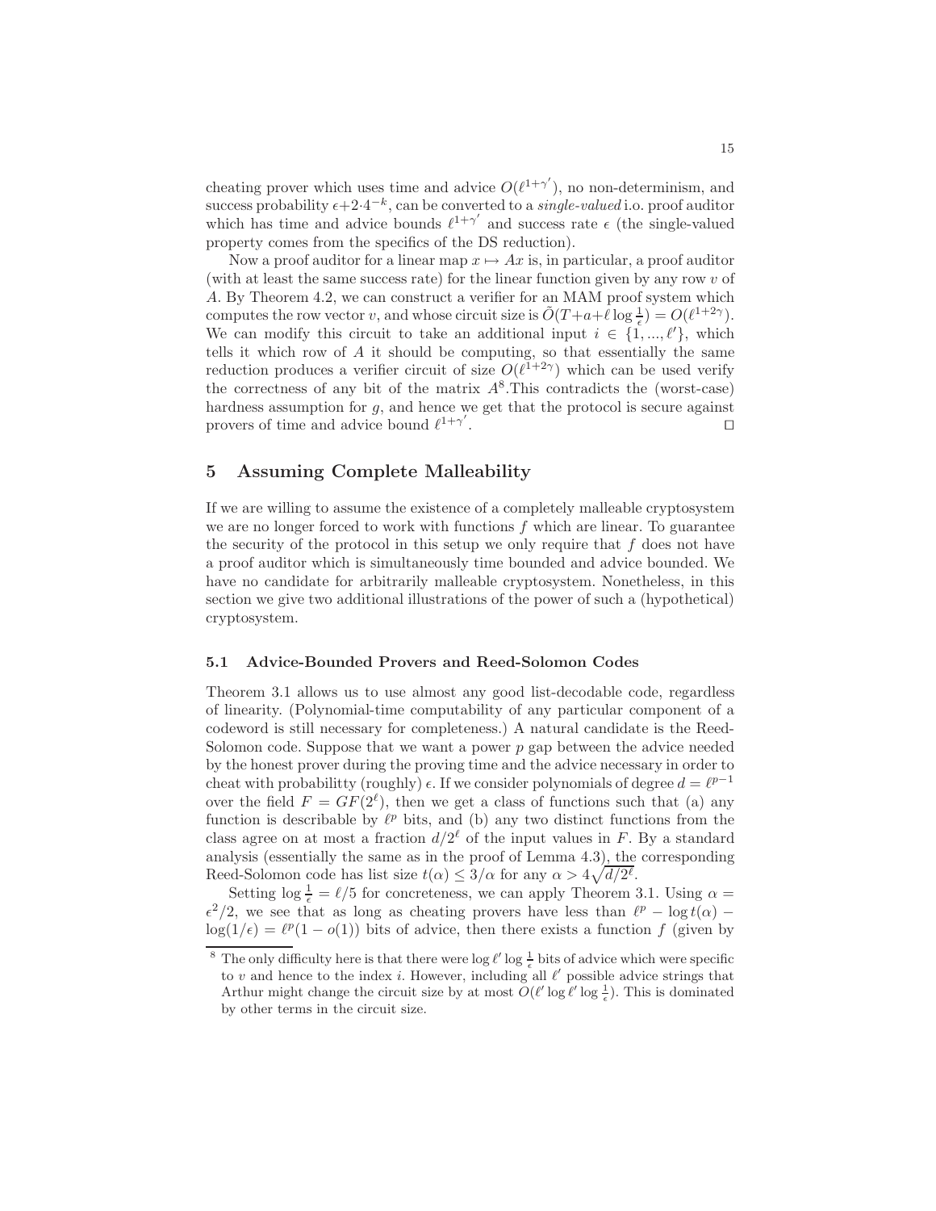cheating prover which uses time and advice $O(\ell^{1+\gamma'})$, no non-determinism, and success probability $\epsilon + 2 \cdot 4^{-k}$, can be converted to a *single-valued* i.o. proof auditor which has time and advice bounds $\ell^{1+\gamma'}$ and success rate $\epsilon$ (the single-valued property comes from the specifics of the DS reduction).

Now a proof auditor for a linear map $x \mapsto Ax$ is, in particular, a proof auditor (with at least the same success rate) for the linear function given by any row $v$ of $A$. By Theorem 4.2, we can construct a verifier for an MAM proof system which computes the row vector $v$, and whose circuit size is $\tilde{O}(T + a + \ell \log \frac{1}{\epsilon}) = O(\ell^{1+2\gamma})$. We can modify this circuit to take an additional input $i \in \{1, ..., \ell'\}$, which tells it which row of $A$ it should be computing, so that essentially the same reduction produces a verifier circuit of size $O(\ell^{1+2\gamma})$ which can be used verify the correctness of any bit of the matrix $A$[8].This contradicts the (worst-case) hardness assumption for $g$, and hence we get that the protocol is secure against provers of time and advice bound $\ell^{1+\gamma'}$. □

## 5 Assuming Complete Malleability

If we are willing to assume the existence of a completely malleable cryptosystem we are no longer forced to work with functions $f$ which are linear. To guarantee the security of the protocol in this setup we only require that $f$ does not have a proof auditor which is simultaneously time bounded and advice bounded. We have no candidate for arbitrarily malleable cryptosystem. Nonetheless, in this section we give two additional illustrations of the power of such a (hypothetical) cryptosystem.

### 5.1 Advice-Bounded Provers and Reed-Solomon Codes

Theorem 3.1 allows us to use almost any good list-decodable code, regardless of linearity. (Polynomial-time computability of any particular component of a codeword is still necessary for completeness.) A natural candidate is the Reed-Solomon code. Suppose that we want a power $p$ gap between the advice needed by the honest prover during the proving time and the advice necessary in order to cheat with probabilitty (roughly) $\epsilon$. If we consider polynomials of degree $d = \ell^{p-1}$ over the field $F = GF(2^\ell)$, then we get a class of functions such that (a) any function is describable by $\ell^p$ bits, and (b) any two distinct functions from the class agree on at most a fraction $d/2^\ell$ of the input values in $F$. By a standard analysis (essentially the same as in the proof of Lemma 4.3), the corresponding Reed-Solomon code has list size $t(\alpha) \leq 3/\alpha$ for any $\alpha > 4\sqrt{d/2^\ell}$.

Setting $\log \frac{1}{\epsilon} = \ell/5$ for concreteness, we can apply Theorem 3.1. Using $\alpha = \epsilon^2/2$, we see that as long as cheating provers have less than $\ell^p - \log t(\alpha) - \log(1/\epsilon) = \ell^p(1 - o(1))$ bits of advice, then there exists a function $f$ (given by

---

[8] The only difficulty here is that there were $\log \ell' \log \frac{1}{\epsilon}$ bits of advice which were specific to $v$ and hence to the index $i$. However, including all $\ell'$ possible advice strings that Arthur might change the circuit size by at most $O(\ell' \log \ell' \log \frac{1}{\epsilon})$. This is dominated by other terms in the circuit size.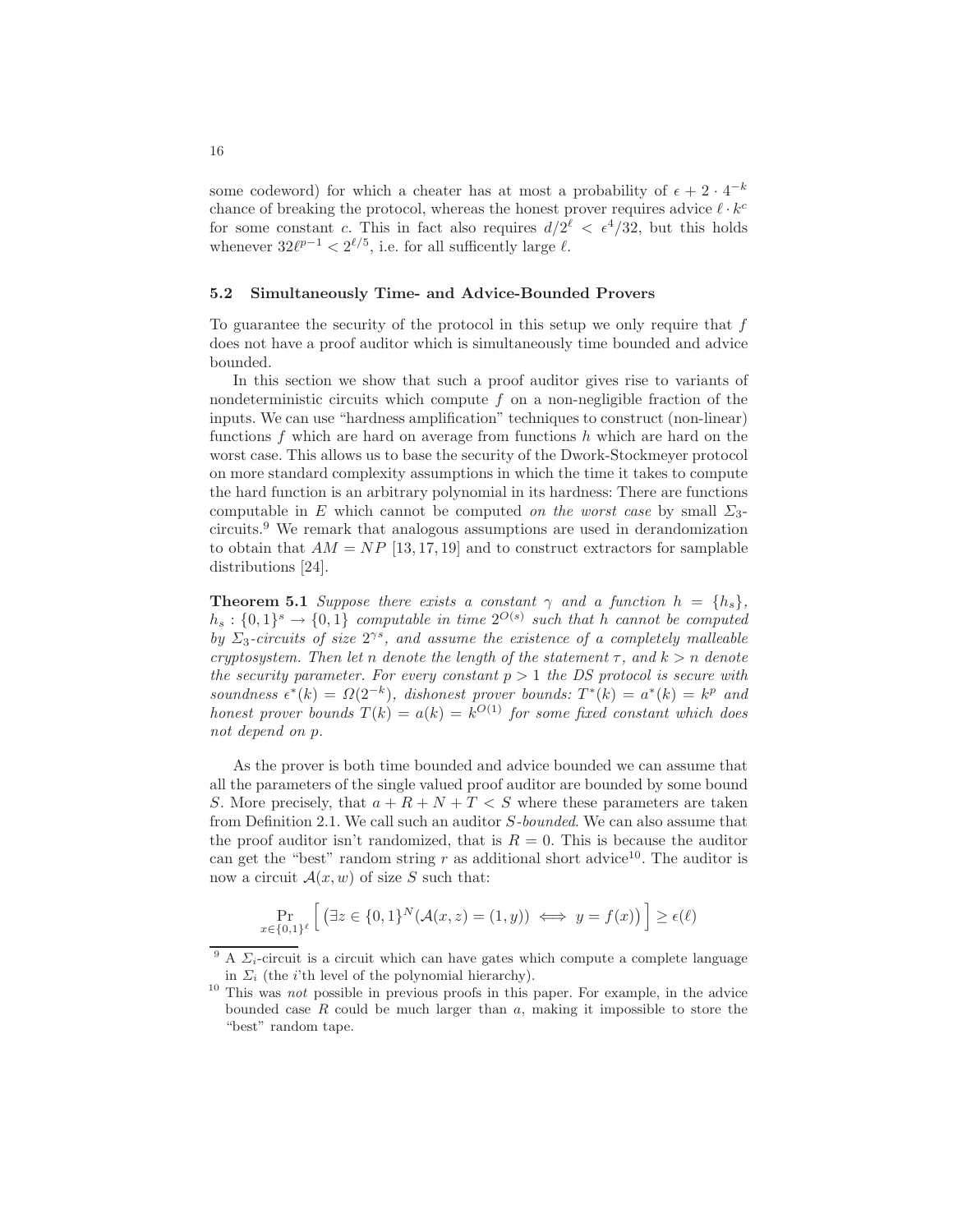some codeword) for which a cheater has at most a probability of $\epsilon + 2 \cdot 4^{-k}$ chance of breaking the protocol, whereas the honest prover requires advice $\ell \cdot k^c$ for some constant $c$. This in fact also requires $d/2^\ell < \epsilon^4/32$, but this holds whenever $32\ell^{p-1} < 2^{\ell/5}$, i.e. for all sufficently large $\ell$.

### 5.2 Simultaneously Time- and Advice-Bounded Provers

To guarantee the security of the protocol in this setup we only require that $f$ does not have a proof auditor which is simultaneously time bounded and advice bounded.

In this section we show that such a proof auditor gives rise to variants of nondeterministic circuits which compute $f$ on a non-negligible fraction of the inputs. We can use "hardness amplification" techniques to construct (non-linear) functions $f$ which are hard on average from functions $h$ which are hard on the worst case. This allows us to base the security of the Dwork-Stockmeyer protocol on more standard complexity assumptions in which the time it takes to compute the hard function is an arbitrary polynomial in its hardness: There are functions computable in $E$ which cannot be computed *on the worst case* by small $\Sigma_3$-circuits.[9] We remark that analogous assumptions are used in derandomization to obtain that $AM = NP$ [13, 17, 19] and to construct extractors for samplable distributions [24].

**Theorem 5.1** *Suppose there exists a constant $\gamma$ and a function $h = \{h_s\}$, $h_s : \{0,1\}^s \to \{0,1\}$ computable in time $2^{O(s)}$ such that $h$ cannot be computed by $\Sigma_3$-circuits of size $2^{\gamma s}$, and assume the existence of a completely malleable cryptosystem. Then let $n$ denote the length of the statement $\tau$, and $k > n$ denote the security parameter. For every constant $p > 1$ the DS protocol is secure with soundness $\epsilon^*(k) = \Omega(2^{-k})$, dishonest prover bounds: $T^*(k) = a^*(k) = k^p$ and honest prover bounds $T(k) = a(k) = k^{O(1)}$ for some fixed constant which does not depend on $p$.*

As the prover is both time bounded and advice bounded we can assume that all the parameters of the single valued proof auditor are bounded by some bound $S$. More precisely, that $a + R + N + T < S$ where these parameters are taken from Definition 2.1. We call such an auditor *$S$-bounded*. We can also assume that the proof auditor isn't randomized, that is $R = 0$. This is because the auditor can get the "best" random string $r$ as additional short advice[10]. The auditor is now a circuit $\mathcal{A}(x, w)$ of size $S$ such that:

$$\Pr_{x \in \{0,1\}^\ell} \Big[ \big(\exists z \in \{0,1\}^N (\mathcal{A}(x, z) = (1, y)) \iff y = f(x)\big) \Big] \geq \epsilon(\ell)$$

---

[9] A $\Sigma_i$-circuit is a circuit which can have gates which compute a complete language in $\Sigma_i$ (the $i$'th level of the polynomial hierarchy).

[10] This was *not* possible in previous proofs in this paper. For example, in the advice bounded case $R$ could be much larger than $a$, making it impossible to store the "best" random tape.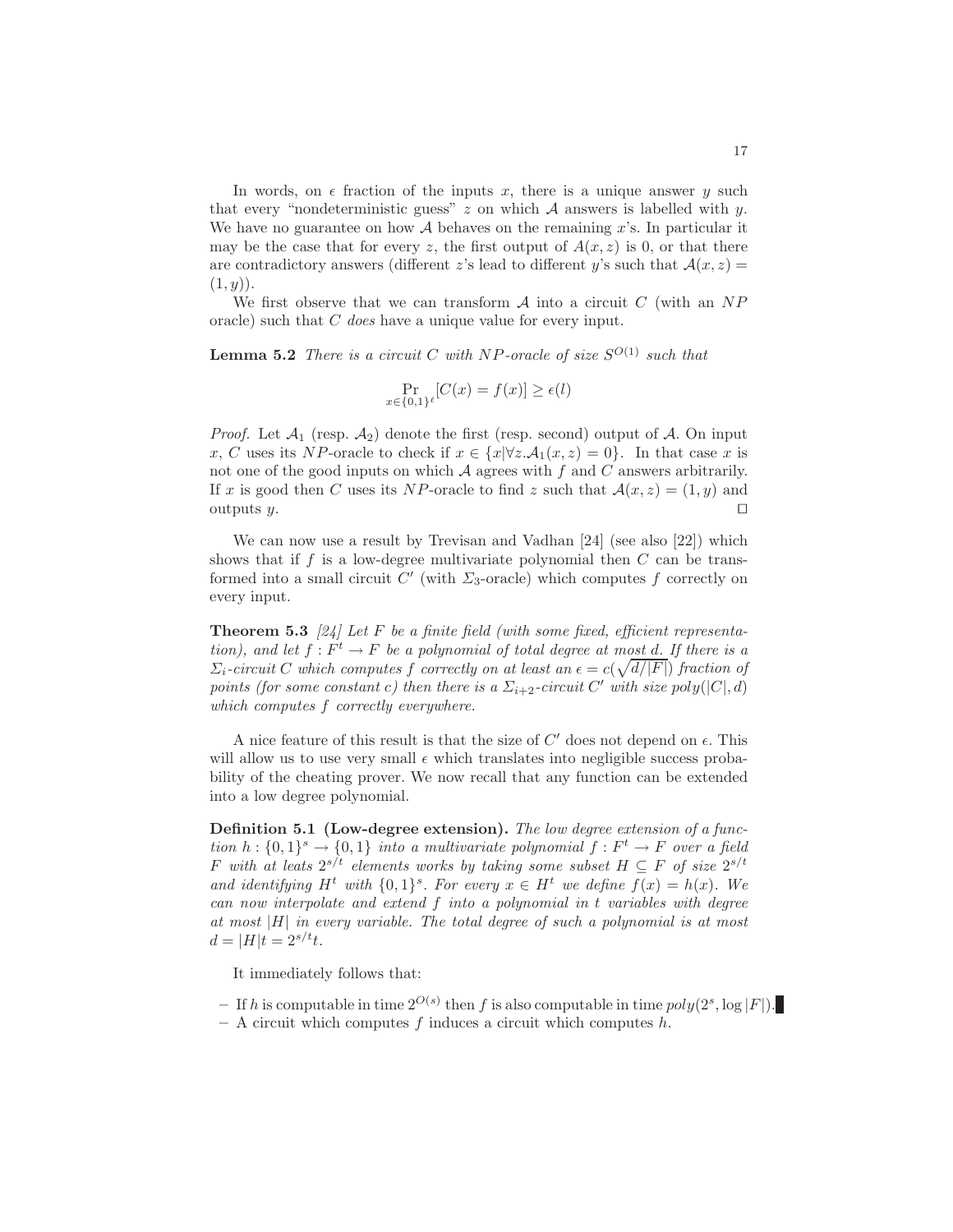In words, on $\epsilon$ fraction of the inputs $x$, there is a unique answer $y$ such that every "nondeterministic guess" $z$ on which $\mathcal{A}$ answers is labelled with $y$. We have no guarantee on how $\mathcal{A}$ behaves on the remaining $x$'s. In particular it may be the case that for every $z$, the first output of $A(x, z)$ is 0, or that there are contradictory answers (different $z$'s lead to different $y$'s such that $\mathcal{A}(x, z) = (1, y)$).

We first observe that we can transform $\mathcal{A}$ into a circuit $C$ (with an $NP$ oracle) such that $C$ *does* have a unique value for every input.

**Lemma 5.2** *There is a circuit $C$ with $NP$-oracle of size $S^{O(1)}$ such that*

$$\Pr_{x \in \{0,1\}^{\ell}}[C(x) = f(x)] \geq \epsilon(l)$$

*Proof.* Let $\mathcal{A}_1$ (resp. $\mathcal{A}_2$) denote the first (resp. second) output of $\mathcal{A}$. On input $x$, $C$ uses its $NP$-oracle to check if $x \in \{x | \forall z. \mathcal{A}_1(x, z) = 0\}$. In that case $x$ is not one of the good inputs on which $\mathcal{A}$ agrees with $f$ and $C$ answers arbitrarily. If $x$ is good then $C$ uses its $NP$-oracle to find $z$ such that $\mathcal{A}(x, z) = (1, y)$ and outputs $y$. ◻

We can now use a result by Trevisan and Vadhan [24] (see also [22]) which shows that if $f$ is a low-degree multivariate polynomial then $C$ can be transformed into a small circuit $C'$ (with $\Sigma_3$-oracle) which computes $f$ correctly on every input.

**Theorem 5.3** *[24] Let $F$ be a finite field (with some fixed, efficient representation), and let $f : F^t \to F$ be a polynomial of total degree at most $d$. If there is a $\Sigma_i$-circuit $C$ which computes $f$ correctly on at least an $\epsilon = c(\sqrt{d/|F|})$ fraction of points (for some constant $c$) then there is a $\Sigma_{i+2}$-circuit $C'$ with size $poly(|C|, d)$ which computes $f$ correctly everywhere.*

A nice feature of this result is that the size of $C'$ does not depend on $\epsilon$. This will allow us to use very small $\epsilon$ which translates into negligible success probability of the cheating prover. We now recall that any function can be extended into a low degree polynomial.

**Definition 5.1 (Low-degree extension).** *The low degree extension of a function $h : \{0,1\}^s \to \{0,1\}$ into a multivariate polynomial $f : F^t \to F$ over a field $F$ with at leats $2^{s/t}$ elements works by taking some subset $H \subseteq F$ of size $2^{s/t}$ and identifying $H^t$ with $\{0,1\}^s$. For every $x \in H^t$ we define $f(x) = h(x)$. We can now interpolate and extend $f$ into a polynomial in $t$ variables with degree at most $|H|$ in every variable. The total degree of such a polynomial is at most $d = |H|t = 2^{s/t}t$.*

It immediately follows that:

- If $h$ is computable in time $2^{O(s)}$ then $f$ is also computable in time $poly(2^s, \log |F|)$.
- A circuit which computes $f$ induces a circuit which computes $h$.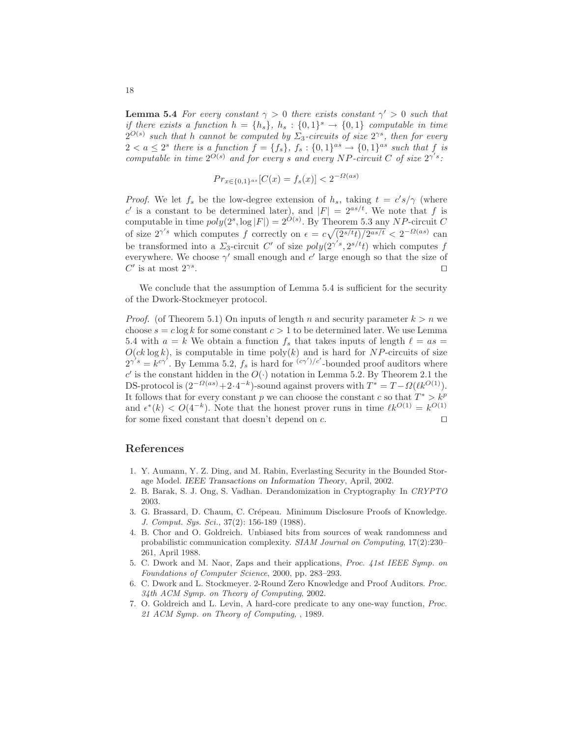**Lemma 5.4** *For every constant $\gamma > 0$ there exists constant $\gamma' > 0$ such that if there exists a function $h = \{h_s\}$, $h_s : \{0,1\}^s \to \{0,1\}$ computable in time $2^{O(s)}$ such that $h$ cannot be computed by $\Sigma_3$-circuits of size $2^{\gamma s}$, then for every $2 < a \leq 2^s$ there is a function $f = \{f_s\}$, $f_s : \{0,1\}^{as} \to \{0,1\}^{as}$ such that $f$ is computable in time $2^{O(s)}$ and for every $s$ and every $NP$-circuit $C$ of size $2^{\gamma' s}$:*

$$Pr_{x \in \{0,1\}^{as}}[C(x) = f_s(x)] < 2^{-\Omega(as)}$$

*Proof.* We let $f_s$ be the low-degree extension of $h_s$, taking $t = c's/\gamma$ (where $c'$ is a constant to be determined later), and $|F| = 2^{as/t}$. We note that $f$ is computable in time $poly(2^s, \log|F|) = 2^{O(s)}$. By Theorem 5.3 any $NP$-circuit $C$ of size $2^{\gamma' s}$ which computes $f$ correctly on $\epsilon = c\sqrt{(2^{s/t}t)/2^{as/t}} < 2^{-\Omega(as)}$ can be transformed into a $\Sigma_3$-circuit $C'$ of size $poly(2^{\gamma' s}, 2^{s/t}t)$ which computes $f$ everywhere. We choose $\gamma'$ small enough and $c'$ large enough so that the size of $C'$ is at most $2^{\gamma s}$. ⊓⊔

We conclude that the assumption of Lemma 5.4 is sufficient for the security of the Dwork-Stockmeyer protocol.

*Proof.* (of Theorem 5.1) On inputs of length $n$ and security parameter $k > n$ we choose $s = c \log k$ for some constant $c > 1$ to be determined later. We use Lemma 5.4 with $a = k$ We obtain a function $f_s$ that takes inputs of length $\ell = as = O(ck \log k)$, is computable in time poly$(k)$ and is hard for $NP$-circuits of size $2^{\gamma' s} = k^{c\gamma'}$. By Lemma 5.2, $f_s$ is hard for ${}^{(c\gamma')/c'}$-bounded proof auditors where $c'$ is the constant hidden in the $O(\cdot)$ notation in Lemma 5.2. By Theorem 2.1 the DS-protocol is $(2^{-\Omega(as)} + 2 \cdot 4^{-k})$-sound against provers with $T^* = T - \Omega(\ell k^{O(1)})$. It follows that for every constant $p$ we can choose the constant $c$ so that $T^* > k^p$ and $\epsilon^*(k) < O(4^{-k})$. Note that the honest prover runs in time $\ell k^{O(1)} = k^{O(1)}$ for some fixed constant that doesn't depend on $c$. ⊓⊔

## References

1. Y. Aumann, Y. Z. Ding, and M. Rabin, Everlasting Security in the Bounded Storage Model. *IEEE Transactions on Information Theory*, April, 2002.
2. B. Barak, S. J. Ong, S. Vadhan. Derandomization in Cryptography In *CRYPTO* 2003.
3. G. Brassard, D. Chaum, C. Crépeau. Minimum Disclosure Proofs of Knowledge. *J. Comput. Sys. Sci.*, 37(2): 156-189 (1988).
4. B. Chor and O. Goldreich. Unbiased bits from sources of weak randomness and probabilistic communication complexity. *SIAM Journal on Computing*, 17(2):230–261, April 1988.
5. C. Dwork and M. Naor, Zaps and their applications, *Proc. 41st IEEE Symp. on Foundations of Computer Science*, 2000, pp. 283–293.
6. C. Dwork and L. Stockmeyer. 2-Round Zero Knowledge and Proof Auditors. *Proc. 34th ACM Symp. on Theory of Computing*, 2002.
7. O. Goldreich and L. Levin, A hard-core predicate to any one-way function, *Proc. 21 ACM Symp. on Theory of Computing*, , 1989.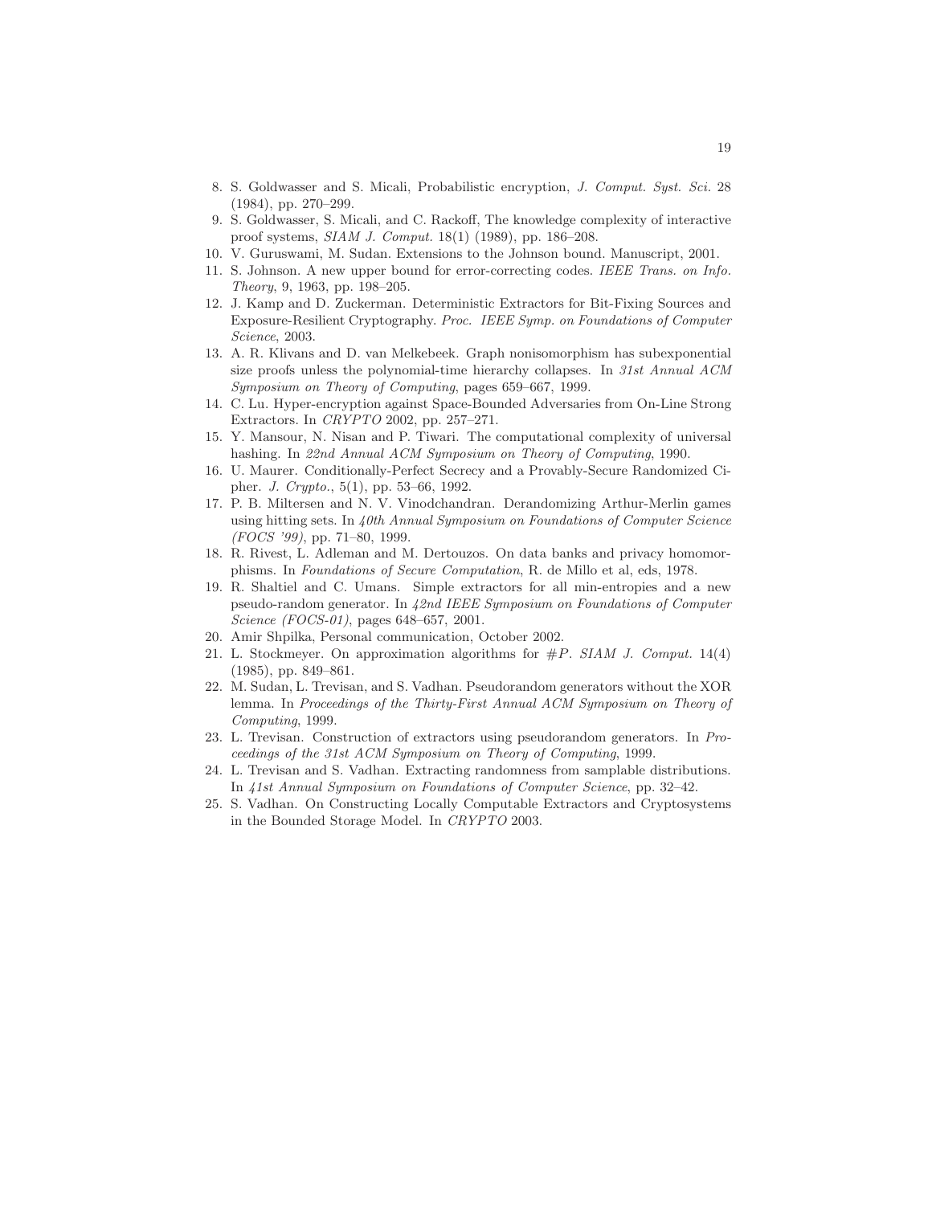8. S. Goldwasser and S. Micali, Probabilistic encryption, *J. Comput. Syst. Sci.* 28 (1984), pp. 270–299.
9. S. Goldwasser, S. Micali, and C. Rackoff, The knowledge complexity of interactive proof systems, *SIAM J. Comput.* 18(1) (1989), pp. 186–208.
10. V. Guruswami, M. Sudan. Extensions to the Johnson bound. Manuscript, 2001.
11. S. Johnson. A new upper bound for error-correcting codes. *IEEE Trans. on Info. Theory*, 9, 1963, pp. 198–205.
12. J. Kamp and D. Zuckerman. Deterministic Extractors for Bit-Fixing Sources and Exposure-Resilient Cryptography. *Proc. IEEE Symp. on Foundations of Computer Science*, 2003.
13. A. R. Klivans and D. van Melkebeek. Graph nonisomorphism has subexponential size proofs unless the polynomial-time hierarchy collapses. In *31st Annual ACM Symposium on Theory of Computing*, pages 659–667, 1999.
14. C. Lu. Hyper-encryption against Space-Bounded Adversaries from On-Line Strong Extractors. In *CRYPTO* 2002, pp. 257–271.
15. Y. Mansour, N. Nisan and P. Tiwari. The computational complexity of universal hashing. In *22nd Annual ACM Symposium on Theory of Computing*, 1990.
16. U. Maurer. Conditionally-Perfect Secrecy and a Provably-Secure Randomized Cipher. *J. Crypto.*, 5(1), pp. 53–66, 1992.
17. P. B. Miltersen and N. V. Vinodchandran. Derandomizing Arthur-Merlin games using hitting sets. In *40th Annual Symposium on Foundations of Computer Science (FOCS '99)*, pp. 71–80, 1999.
18. R. Rivest, L. Adleman and M. Dertouzos. On data banks and privacy homomorphisms. In *Foundations of Secure Computation*, R. de Millo et al, eds, 1978.
19. R. Shaltiel and C. Umans. Simple extractors for all min-entropies and a new pseudo-random generator. In *42nd IEEE Symposium on Foundations of Computer Science (FOCS-01)*, pages 648–657, 2001.
20. Amir Shpilka, Personal communication, October 2002.
21. L. Stockmeyer. On approximation algorithms for $\#P$. *SIAM J. Comput.* 14(4) (1985), pp. 849–861.
22. M. Sudan, L. Trevisan, and S. Vadhan. Pseudorandom generators without the XOR lemma. In *Proceedings of the Thirty-First Annual ACM Symposium on Theory of Computing*, 1999.
23. L. Trevisan. Construction of extractors using pseudorandom generators. In *Proceedings of the 31st ACM Symposium on Theory of Computing*, 1999.
24. L. Trevisan and S. Vadhan. Extracting randomness from samplable distributions. In *41st Annual Symposium on Foundations of Computer Science*, pp. 32–42.
25. S. Vadhan. On Constructing Locally Computable Extractors and Cryptosystems in the Bounded Storage Model. In *CRYPTO* 2003.